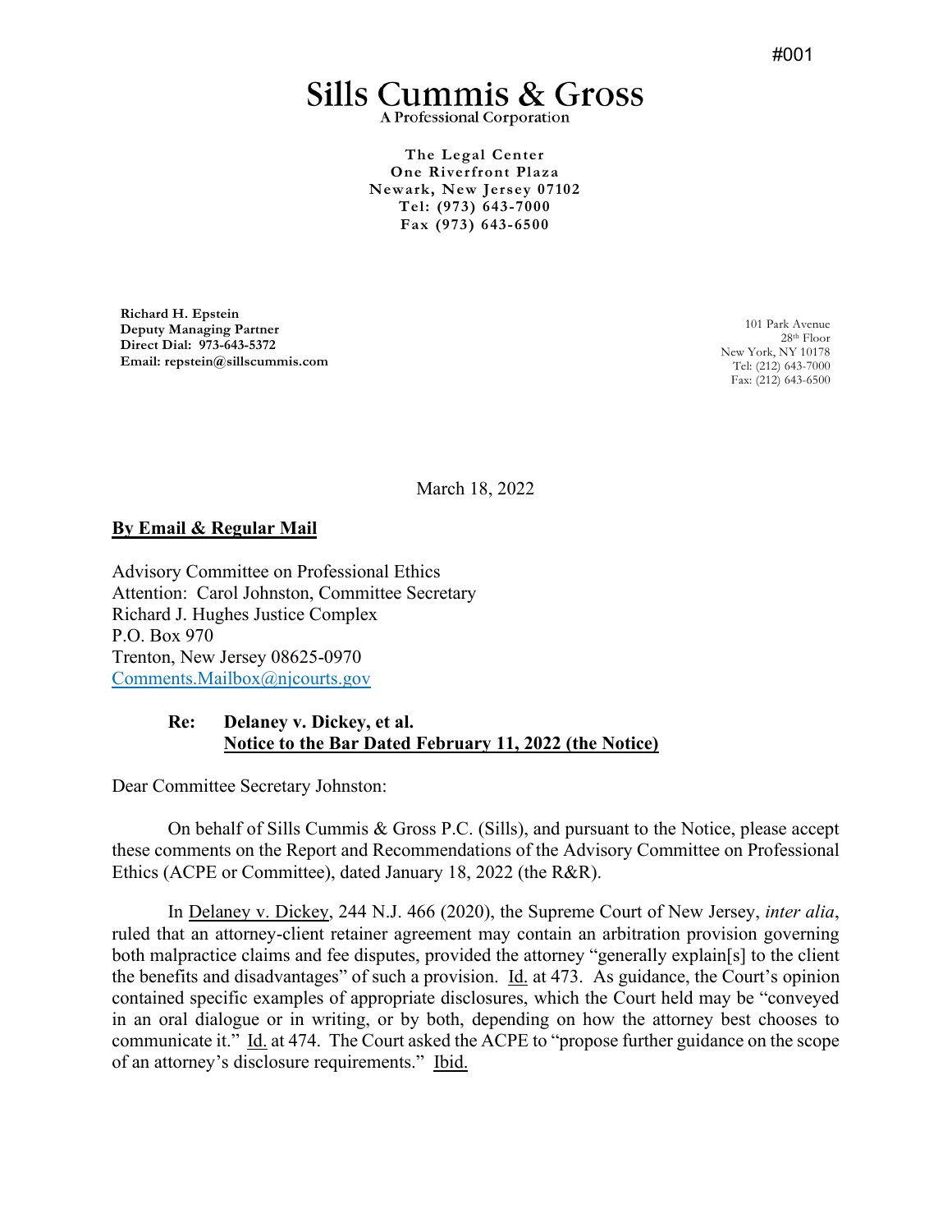#001

# Sills Cummis & Gross

A Professional Corporation

**The Legal Center**
**One Riverfront Plaza**
**Newark, New Jersey 07102**
**Tel: (973) 643-7000**
**Fax (973) 643-6500**

**Richard H. Epstein**
**Deputy Managing Partner**
**Direct Dial: 973-643-5372**
**Email: repstein@sillscummis.com**

101 Park Avenue
28th Floor
New York, NY 10178
Tel: (212) 643-7000
Fax: (212) 643-6500

March 18, 2022

**By Email & Regular Mail**

Advisory Committee on Professional Ethics
Attention: Carol Johnston, Committee Secretary
Richard J. Hughes Justice Complex
P.O. Box 970
Trenton, New Jersey 08625-0970
Comments.Mailbox@njcourts.gov

**Re: Delaney v. Dickey, et al.**
**Notice to the Bar Dated February 11, 2022 (the Notice)**

Dear Committee Secretary Johnston:

On behalf of Sills Cummis & Gross P.C. (Sills), and pursuant to the Notice, please accept these comments on the Report and Recommendations of the Advisory Committee on Professional Ethics (ACPE or Committee), dated January 18, 2022 (the R&R).

In Delaney v. Dickey, 244 N.J. 466 (2020), the Supreme Court of New Jersey, *inter alia*, ruled that an attorney-client retainer agreement may contain an arbitration provision governing both malpractice claims and fee disputes, provided the attorney "generally explain[s] to the client the benefits and disadvantages" of such a provision. Id. at 473. As guidance, the Court's opinion contained specific examples of appropriate disclosures, which the Court held may be "conveyed in an oral dialogue or in writing, or by both, depending on how the attorney best chooses to communicate it." Id. at 474. The Court asked the ACPE to "propose further guidance on the scope of an attorney's disclosure requirements." Ibid.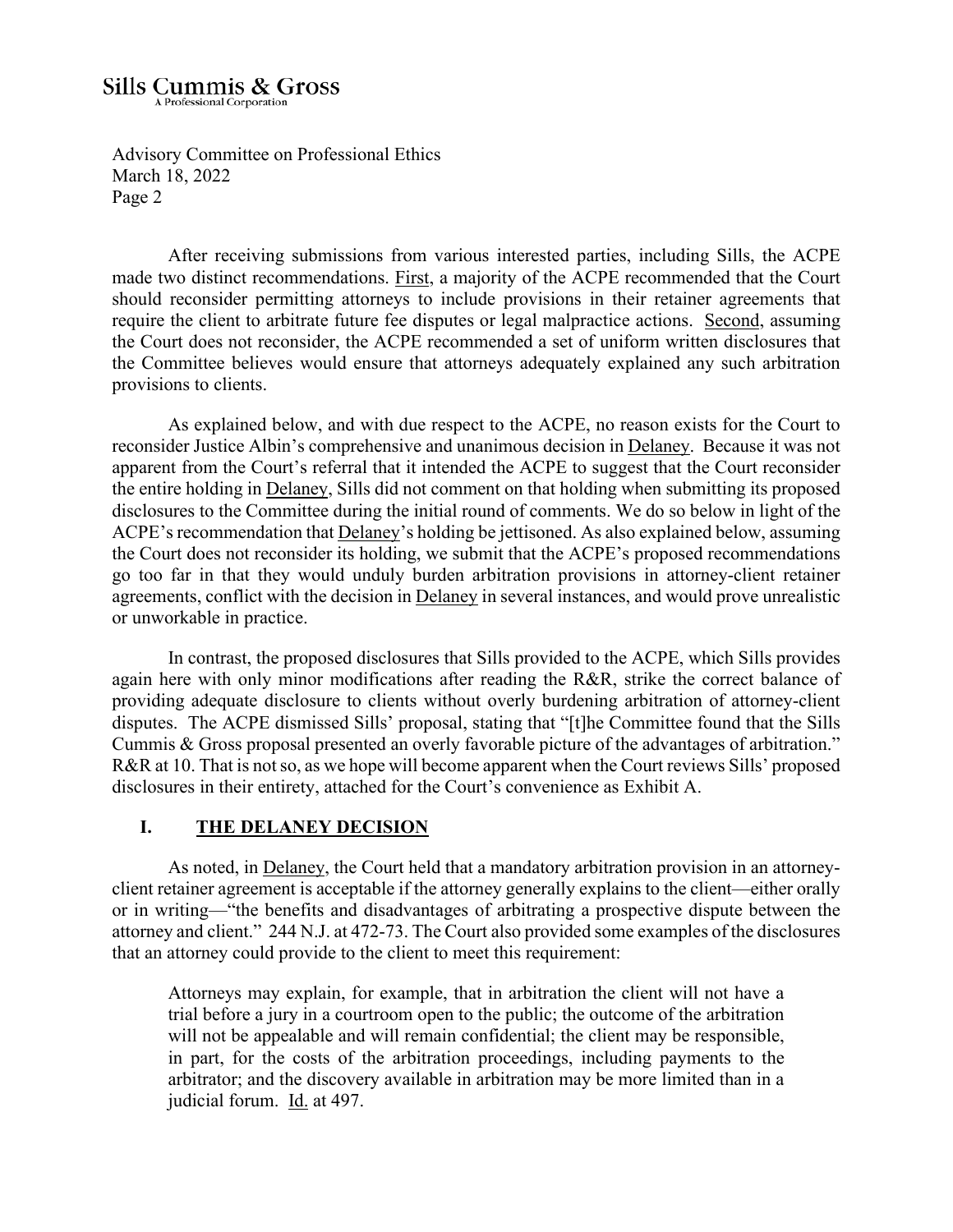After receiving submissions from various interested parties, including Sills, the ACPE made two distinct recommendations. First, a majority of the ACPE recommended that the Court should reconsider permitting attorneys to include provisions in their retainer agreements that require the client to arbitrate future fee disputes or legal malpractice actions. Second, assuming the Court does not reconsider, the ACPE recommended a set of uniform written disclosures that the Committee believes would ensure that attorneys adequately explained any such arbitration provisions to clients.

As explained below, and with due respect to the ACPE, no reason exists for the Court to reconsider Justice Albin's comprehensive and unanimous decision in Delaney. Because it was not apparent from the Court's referral that it intended the ACPE to suggest that the Court reconsider the entire holding in Delaney, Sills did not comment on that holding when submitting its proposed disclosures to the Committee during the initial round of comments. We do so below in light of the ACPE's recommendation that Delaney's holding be jettisoned. As also explained below, assuming the Court does not reconsider its holding, we submit that the ACPE's proposed recommendations go too far in that they would unduly burden arbitration provisions in attorney-client retainer agreements, conflict with the decision in Delaney in several instances, and would prove unrealistic or unworkable in practice.

In contrast, the proposed disclosures that Sills provided to the ACPE, which Sills provides again here with only minor modifications after reading the R&R, strike the correct balance of providing adequate disclosure to clients without overly burdening arbitration of attorney-client disputes. The ACPE dismissed Sills' proposal, stating that "[t]he Committee found that the Sills Cummis & Gross proposal presented an overly favorable picture of the advantages of arbitration." R&R at 10. That is not so, as we hope will become apparent when the Court reviews Sills' proposed disclosures in their entirety, attached for the Court's convenience as Exhibit A.

## I. THE DELANEY DECISION

As noted, in Delaney, the Court held that a mandatory arbitration provision in an attorney-client retainer agreement is acceptable if the attorney generally explains to the client—either orally or in writing—"the benefits and disadvantages of arbitrating a prospective dispute between the attorney and client." 244 N.J. at 472-73. The Court also provided some examples of the disclosures that an attorney could provide to the client to meet this requirement:

> Attorneys may explain, for example, that in arbitration the client will not have a trial before a jury in a courtroom open to the public; the outcome of the arbitration will not be appealable and will remain confidential; the client may be responsible, in part, for the costs of the arbitration proceedings, including payments to the arbitrator; and the discovery available in arbitration may be more limited than in a judicial forum. Id. at 497.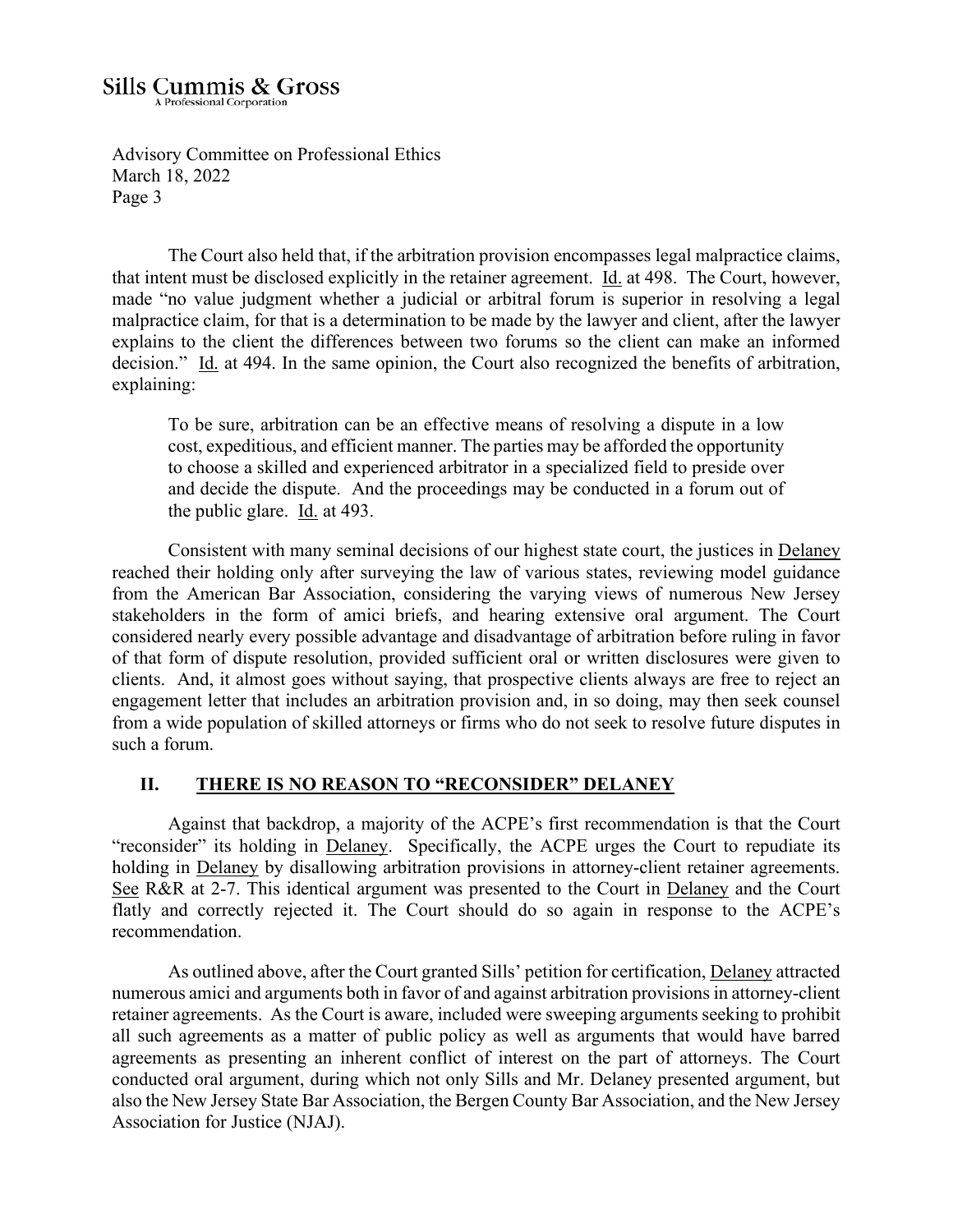The Court also held that, if the arbitration provision encompasses legal malpractice claims, that intent must be disclosed explicitly in the retainer agreement. Id. at 498. The Court, however, made "no value judgment whether a judicial or arbitral forum is superior in resolving a legal malpractice claim, for that is a determination to be made by the lawyer and client, after the lawyer explains to the client the differences between two forums so the client can make an informed decision." Id. at 494. In the same opinion, the Court also recognized the benefits of arbitration, explaining:

> To be sure, arbitration can be an effective means of resolving a dispute in a low cost, expeditious, and efficient manner. The parties may be afforded the opportunity to choose a skilled and experienced arbitrator in a specialized field to preside over and decide the dispute. And the proceedings may be conducted in a forum out of the public glare. Id. at 493.

Consistent with many seminal decisions of our highest state court, the justices in Delaney reached their holding only after surveying the law of various states, reviewing model guidance from the American Bar Association, considering the varying views of numerous New Jersey stakeholders in the form of amici briefs, and hearing extensive oral argument. The Court considered nearly every possible advantage and disadvantage of arbitration before ruling in favor of that form of dispute resolution, provided sufficient oral or written disclosures were given to clients. And, it almost goes without saying, that prospective clients always are free to reject an engagement letter that includes an arbitration provision and, in so doing, may then seek counsel from a wide population of skilled attorneys or firms who do not seek to resolve future disputes in such a forum.

## II. THERE IS NO REASON TO "RECONSIDER" DELANEY

Against that backdrop, a majority of the ACPE's first recommendation is that the Court "reconsider" its holding in Delaney. Specifically, the ACPE urges the Court to repudiate its holding in Delaney by disallowing arbitration provisions in attorney-client retainer agreements. See R&R at 2-7. This identical argument was presented to the Court in Delaney and the Court flatly and correctly rejected it. The Court should do so again in response to the ACPE's recommendation.

As outlined above, after the Court granted Sills' petition for certification, Delaney attracted numerous amici and arguments both in favor of and against arbitration provisions in attorney-client retainer agreements. As the Court is aware, included were sweeping arguments seeking to prohibit all such agreements as a matter of public policy as well as arguments that would have barred agreements as presenting an inherent conflict of interest on the part of attorneys. The Court conducted oral argument, during which not only Sills and Mr. Delaney presented argument, but also the New Jersey State Bar Association, the Bergen County Bar Association, and the New Jersey Association for Justice (NJAJ).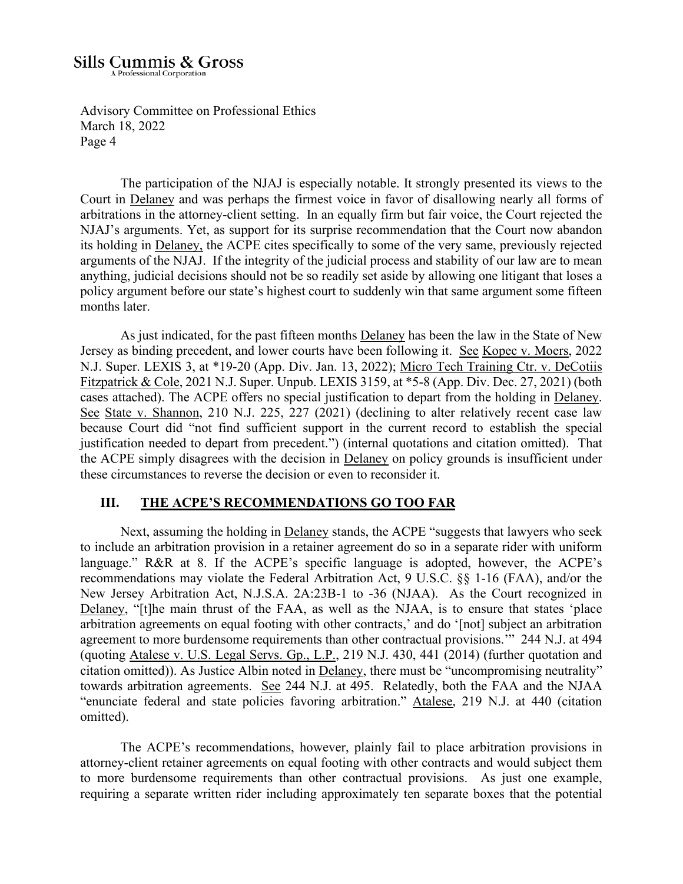The participation of the NJAJ is especially notable. It strongly presented its views to the Court in Delaney and was perhaps the firmest voice in favor of disallowing nearly all forms of arbitrations in the attorney-client setting. In an equally firm but fair voice, the Court rejected the NJAJ's arguments. Yet, as support for its surprise recommendation that the Court now abandon its holding in Delaney, the ACPE cites specifically to some of the very same, previously rejected arguments of the NJAJ. If the integrity of the judicial process and stability of our law are to mean anything, judicial decisions should not be so readily set aside by allowing one litigant that loses a policy argument before our state's highest court to suddenly win that same argument some fifteen months later.

As just indicated, for the past fifteen months Delaney has been the law in the State of New Jersey as binding precedent, and lower courts have been following it. See Kopec v. Moers, 2022 N.J. Super. LEXIS 3, at *19-20 (App. Div. Jan. 13, 2022); Micro Tech Training Ctr. v. DeCotiis Fitzpatrick & Cole, 2021 N.J. Super. Unpub. LEXIS 3159, at *5-8 (App. Div. Dec. 27, 2021) (both cases attached). The ACPE offers no special justification to depart from the holding in Delaney. See State v. Shannon, 210 N.J. 225, 227 (2021) (declining to alter relatively recent case law because Court did "not find sufficient support in the current record to establish the special justification needed to depart from precedent.") (internal quotations and citation omitted). That the ACPE simply disagrees with the decision in Delaney on policy grounds is insufficient under these circumstances to reverse the decision or even to reconsider it.

## III. THE ACPE'S RECOMMENDATIONS GO TOO FAR

Next, assuming the holding in Delaney stands, the ACPE "suggests that lawyers who seek to include an arbitration provision in a retainer agreement do so in a separate rider with uniform language." R&R at 8. If the ACPE's specific language is adopted, however, the ACPE's recommendations may violate the Federal Arbitration Act, 9 U.S.C. §§ 1-16 (FAA), and/or the New Jersey Arbitration Act, N.J.S.A. 2A:23B-1 to -36 (NJAA). As the Court recognized in Delaney, "[t]he main thrust of the FAA, as well as the NJAA, is to ensure that states 'place arbitration agreements on equal footing with other contracts,' and do '[not] subject an arbitration agreement to more burdensome requirements than other contractual provisions.'" 244 N.J. at 494 (quoting Atalese v. U.S. Legal Servs. Gp., L.P., 219 N.J. 430, 441 (2014) (further quotation and citation omitted)). As Justice Albin noted in Delaney, there must be "uncompromising neutrality" towards arbitration agreements. See 244 N.J. at 495. Relatedly, both the FAA and the NJAA "enunciate federal and state policies favoring arbitration." Atalese, 219 N.J. at 440 (citation omitted).

The ACPE's recommendations, however, plainly fail to place arbitration provisions in attorney-client retainer agreements on equal footing with other contracts and would subject them to more burdensome requirements than other contractual provisions. As just one example, requiring a separate written rider including approximately ten separate boxes that the potential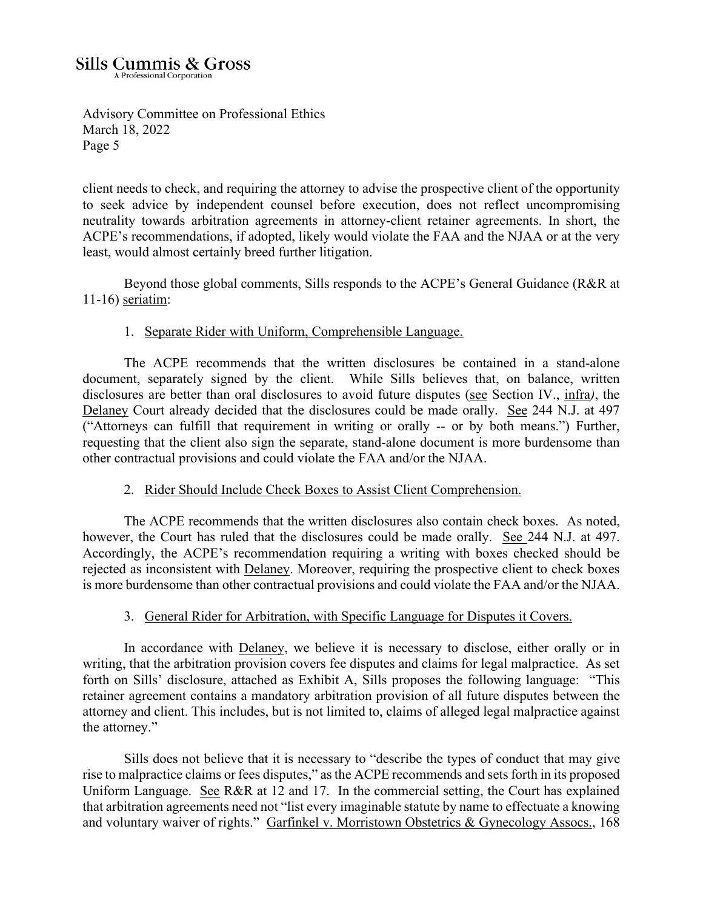client needs to check, and requiring the attorney to advise the prospective client of the opportunity to seek advice by independent counsel before execution, does not reflect uncompromising neutrality towards arbitration agreements in attorney-client retainer agreements. In short, the ACPE's recommendations, if adopted, likely would violate the FAA and the NJAA or at the very least, would almost certainly breed further litigation.

Beyond those global comments, Sills responds to the ACPE's General Guidance (R&R at 11-16) seriatim:

1. Separate Rider with Uniform, Comprehensible Language.

The ACPE recommends that the written disclosures be contained in a stand-alone document, separately signed by the client. While Sills believes that, on balance, written disclosures are better than oral disclosures to avoid future disputes (see Section IV., infra), the Delaney Court already decided that the disclosures could be made orally. See 244 N.J. at 497 ("Attorneys can fulfill that requirement in writing or orally -- or by both means.") Further, requesting that the client also sign the separate, stand-alone document is more burdensome than other contractual provisions and could violate the FAA and/or the NJAA.

2. Rider Should Include Check Boxes to Assist Client Comprehension.

The ACPE recommends that the written disclosures also contain check boxes. As noted, however, the Court has ruled that the disclosures could be made orally. See 244 N.J. at 497. Accordingly, the ACPE's recommendation requiring a writing with boxes checked should be rejected as inconsistent with Delaney. Moreover, requiring the prospective client to check boxes is more burdensome than other contractual provisions and could violate the FAA and/or the NJAA.

3. General Rider for Arbitration, with Specific Language for Disputes it Covers.

In accordance with Delaney, we believe it is necessary to disclose, either orally or in writing, that the arbitration provision covers fee disputes and claims for legal malpractice. As set forth on Sills' disclosure, attached as Exhibit A, Sills proposes the following language: "This retainer agreement contains a mandatory arbitration provision of all future disputes between the attorney and client. This includes, but is not limited to, claims of alleged legal malpractice against the attorney."

Sills does not believe that it is necessary to "describe the types of conduct that may give rise to malpractice claims or fees disputes," as the ACPE recommends and sets forth in its proposed Uniform Language. See R&R at 12 and 17. In the commercial setting, the Court has explained that arbitration agreements need not "list every imaginable statute by name to effectuate a knowing and voluntary waiver of rights." Garfinkel v. Morristown Obstetrics & Gynecology Assocs., 168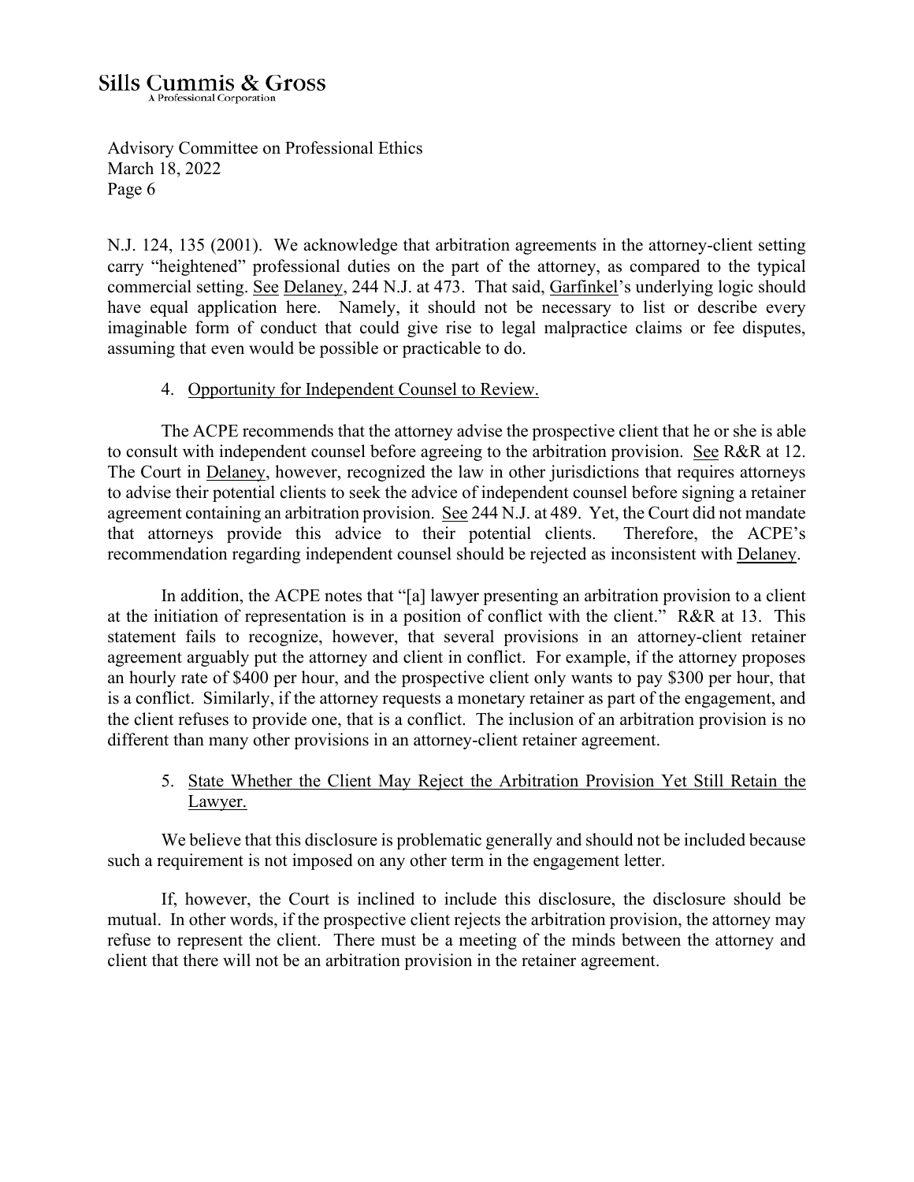N.J. 124, 135 (2001). We acknowledge that arbitration agreements in the attorney-client setting carry "heightened" professional duties on the part of the attorney, as compared to the typical commercial setting. See Delaney, 244 N.J. at 473. That said, Garfinkel's underlying logic should have equal application here. Namely, it should not be necessary to list or describe every imaginable form of conduct that could give rise to legal malpractice claims or fee disputes, assuming that even would be possible or practicable to do.

4. Opportunity for Independent Counsel to Review.

The ACPE recommends that the attorney advise the prospective client that he or she is able to consult with independent counsel before agreeing to the arbitration provision. See R&R at 12. The Court in Delaney, however, recognized the law in other jurisdictions that requires attorneys to advise their potential clients to seek the advice of independent counsel before signing a retainer agreement containing an arbitration provision. See 244 N.J. at 489. Yet, the Court did not mandate that attorneys provide this advice to their potential clients. Therefore, the ACPE's recommendation regarding independent counsel should be rejected as inconsistent with Delaney.

In addition, the ACPE notes that "[a] lawyer presenting an arbitration provision to a client at the initiation of representation is in a position of conflict with the client." R&R at 13. This statement fails to recognize, however, that several provisions in an attorney-client retainer agreement arguably put the attorney and client in conflict. For example, if the attorney proposes an hourly rate of $400 per hour, and the prospective client only wants to pay $300 per hour, that is a conflict. Similarly, if the attorney requests a monetary retainer as part of the engagement, and the client refuses to provide one, that is a conflict. The inclusion of an arbitration provision is no different than many other provisions in an attorney-client retainer agreement.

5. State Whether the Client May Reject the Arbitration Provision Yet Still Retain the Lawyer.

We believe that this disclosure is problematic generally and should not be included because such a requirement is not imposed on any other term in the engagement letter.

If, however, the Court is inclined to include this disclosure, the disclosure should be mutual. In other words, if the prospective client rejects the arbitration provision, the attorney may refuse to represent the client. There must be a meeting of the minds between the attorney and client that there will not be an arbitration provision in the retainer agreement.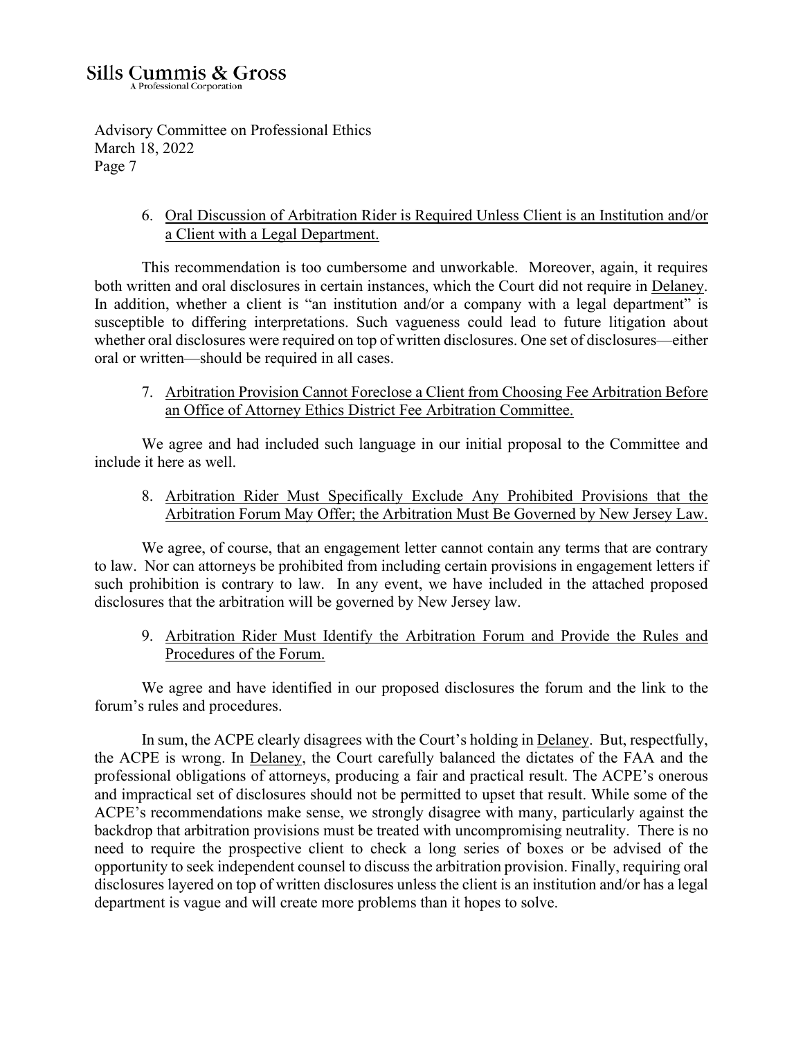6. <u>Oral Discussion of Arbitration Rider is Required Unless Client is an Institution and/or a Client with a Legal Department.</u>

This recommendation is too cumbersome and unworkable. Moreover, again, it requires both written and oral disclosures in certain instances, which the Court did not require in <u>Delaney</u>. In addition, whether a client is "an institution and/or a company with a legal department" is susceptible to differing interpretations. Such vagueness could lead to future litigation about whether oral disclosures were required on top of written disclosures. One set of disclosures—either oral or written—should be required in all cases.

7. <u>Arbitration Provision Cannot Foreclose a Client from Choosing Fee Arbitration Before an Office of Attorney Ethics District Fee Arbitration Committee.</u>

We agree and had included such language in our initial proposal to the Committee and include it here as well.

8. <u>Arbitration Rider Must Specifically Exclude Any Prohibited Provisions that the Arbitration Forum May Offer; the Arbitration Must Be Governed by New Jersey Law.</u>

We agree, of course, that an engagement letter cannot contain any terms that are contrary to law. Nor can attorneys be prohibited from including certain provisions in engagement letters if such prohibition is contrary to law. In any event, we have included in the attached proposed disclosures that the arbitration will be governed by New Jersey law.

9. <u>Arbitration Rider Must Identify the Arbitration Forum and Provide the Rules and Procedures of the Forum.</u>

We agree and have identified in our proposed disclosures the forum and the link to the forum's rules and procedures.

In sum, the ACPE clearly disagrees with the Court's holding in <u>Delaney</u>. But, respectfully, the ACPE is wrong. In <u>Delaney</u>, the Court carefully balanced the dictates of the FAA and the professional obligations of attorneys, producing a fair and practical result. The ACPE's onerous and impractical set of disclosures should not be permitted to upset that result. While some of the ACPE's recommendations make sense, we strongly disagree with many, particularly against the backdrop that arbitration provisions must be treated with uncompromising neutrality. There is no need to require the prospective client to check a long series of boxes or be advised of the opportunity to seek independent counsel to discuss the arbitration provision. Finally, requiring oral disclosures layered on top of written disclosures unless the client is an institution and/or has a legal department is vague and will create more problems than it hopes to solve.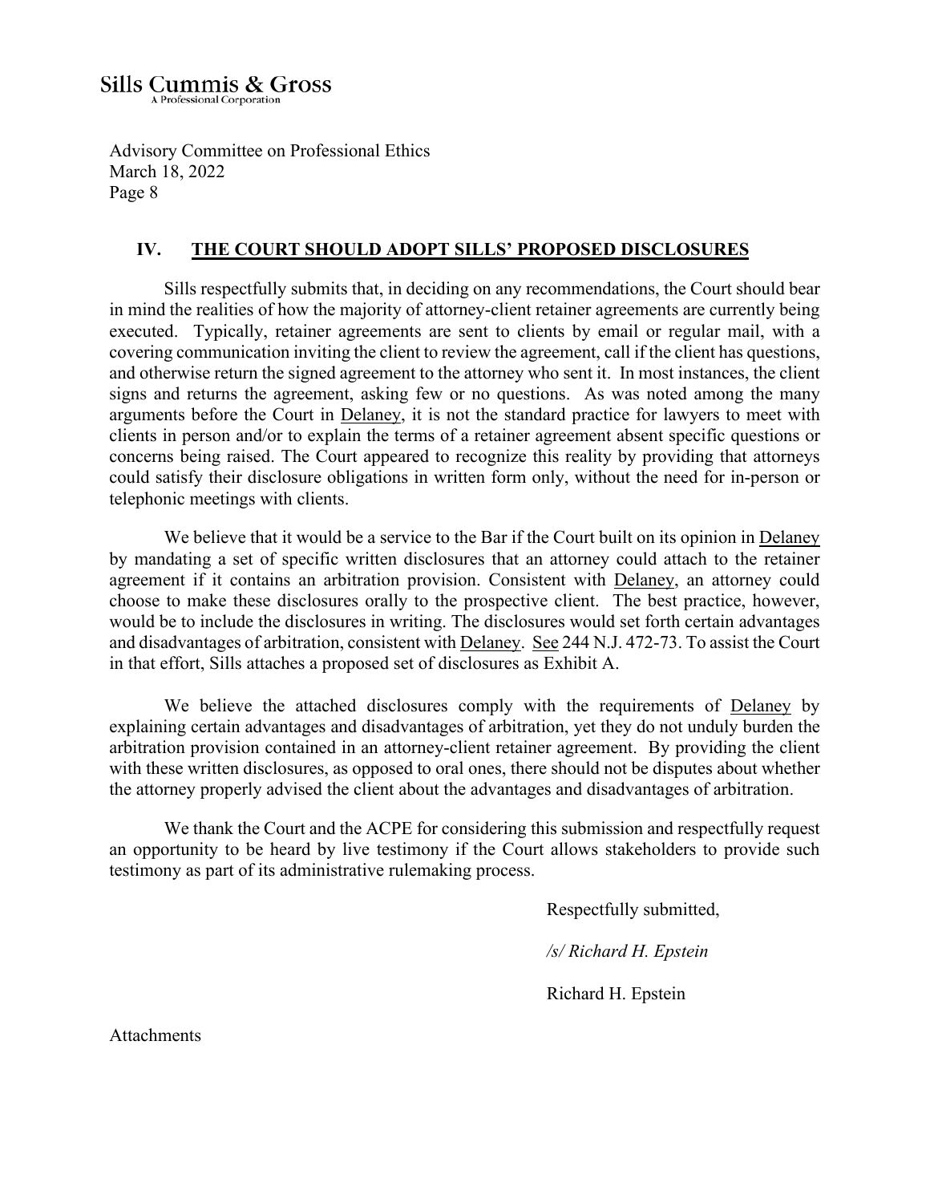## IV. THE COURT SHOULD ADOPT SILLS' PROPOSED DISCLOSURES

Sills respectfully submits that, in deciding on any recommendations, the Court should bear in mind the realities of how the majority of attorney-client retainer agreements are currently being executed. Typically, retainer agreements are sent to clients by email or regular mail, with a covering communication inviting the client to review the agreement, call if the client has questions, and otherwise return the signed agreement to the attorney who sent it. In most instances, the client signs and returns the agreement, asking few or no questions. As was noted among the many arguments before the Court in Delaney, it is not the standard practice for lawyers to meet with clients in person and/or to explain the terms of a retainer agreement absent specific questions or concerns being raised. The Court appeared to recognize this reality by providing that attorneys could satisfy their disclosure obligations in written form only, without the need for in-person or telephonic meetings with clients.

We believe that it would be a service to the Bar if the Court built on its opinion in Delaney by mandating a set of specific written disclosures that an attorney could attach to the retainer agreement if it contains an arbitration provision. Consistent with Delaney, an attorney could choose to make these disclosures orally to the prospective client. The best practice, however, would be to include the disclosures in writing. The disclosures would set forth certain advantages and disadvantages of arbitration, consistent with Delaney. See 244 N.J. 472-73. To assist the Court in that effort, Sills attaches a proposed set of disclosures as Exhibit A.

We believe the attached disclosures comply with the requirements of Delaney by explaining certain advantages and disadvantages of arbitration, yet they do not unduly burden the arbitration provision contained in an attorney-client retainer agreement. By providing the client with these written disclosures, as opposed to oral ones, there should not be disputes about whether the attorney properly advised the client about the advantages and disadvantages of arbitration.

We thank the Court and the ACPE for considering this submission and respectfully request an opportunity to be heard by live testimony if the Court allows stakeholders to provide such testimony as part of its administrative rulemaking process.

Respectfully submitted,

*/s/ Richard H. Epstein*

Richard H. Epstein

Attachments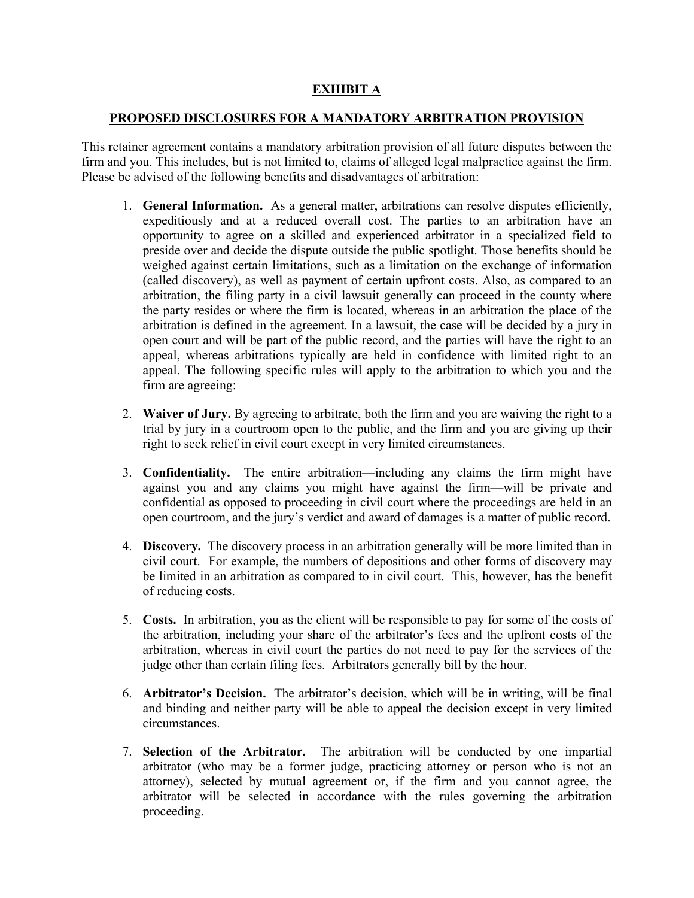**EXHIBIT A**

**PROPOSED DISCLOSURES FOR A MANDATORY ARBITRATION PROVISION**

This retainer agreement contains a mandatory arbitration provision of all future disputes between the firm and you. This includes, but is not limited to, claims of alleged legal malpractice against the firm. Please be advised of the following benefits and disadvantages of arbitration:

1. **General Information.** As a general matter, arbitrations can resolve disputes efficiently, expeditiously and at a reduced overall cost. The parties to an arbitration have an opportunity to agree on a skilled and experienced arbitrator in a specialized field to preside over and decide the dispute outside the public spotlight. Those benefits should be weighed against certain limitations, such as a limitation on the exchange of information (called discovery), as well as payment of certain upfront costs. Also, as compared to an arbitration, the filing party in a civil lawsuit generally can proceed in the county where the party resides or where the firm is located, whereas in an arbitration the place of the arbitration is defined in the agreement. In a lawsuit, the case will be decided by a jury in open court and will be part of the public record, and the parties will have the right to an appeal, whereas arbitrations typically are held in confidence with limited right to an appeal. The following specific rules will apply to the arbitration to which you and the firm are agreeing:

2. **Waiver of Jury.** By agreeing to arbitrate, both the firm and you are waiving the right to a trial by jury in a courtroom open to the public, and the firm and you are giving up their right to seek relief in civil court except in very limited circumstances.

3. **Confidentiality.** The entire arbitration—including any claims the firm might have against you and any claims you might have against the firm—will be private and confidential as opposed to proceeding in civil court where the proceedings are held in an open courtroom, and the jury's verdict and award of damages is a matter of public record.

4. **Discovery.** The discovery process in an arbitration generally will be more limited than in civil court. For example, the numbers of depositions and other forms of discovery may be limited in an arbitration as compared to in civil court. This, however, has the benefit of reducing costs.

5. **Costs.** In arbitration, you as the client will be responsible to pay for some of the costs of the arbitration, including your share of the arbitrator's fees and the upfront costs of the arbitration, whereas in civil court the parties do not need to pay for the services of the judge other than certain filing fees. Arbitrators generally bill by the hour.

6. **Arbitrator's Decision.** The arbitrator's decision, which will be in writing, will be final and binding and neither party will be able to appeal the decision except in very limited circumstances.

7. **Selection of the Arbitrator.** The arbitration will be conducted by one impartial arbitrator (who may be a former judge, practicing attorney or person who is not an attorney), selected by mutual agreement or, if the firm and you cannot agree, the arbitrator will be selected in accordance with the rules governing the arbitration proceeding.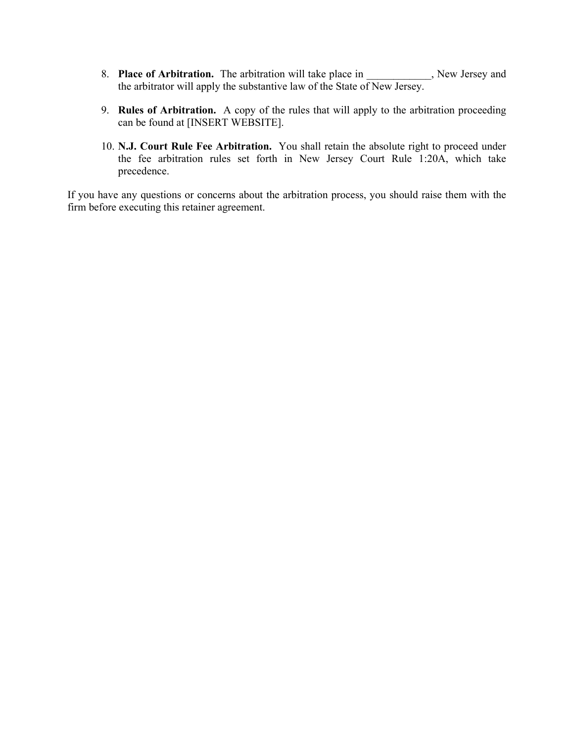8. **Place of Arbitration.** The arbitration will take place in ____________, New Jersey and the arbitrator will apply the substantive law of the State of New Jersey.

9. **Rules of Arbitration.** A copy of the rules that will apply to the arbitration proceeding can be found at [INSERT WEBSITE].

10. **N.J. Court Rule Fee Arbitration.** You shall retain the absolute right to proceed under the fee arbitration rules set forth in New Jersey Court Rule 1:20A, which take precedence.

If you have any questions or concerns about the arbitration process, you should raise them with the firm before executing this retainer agreement.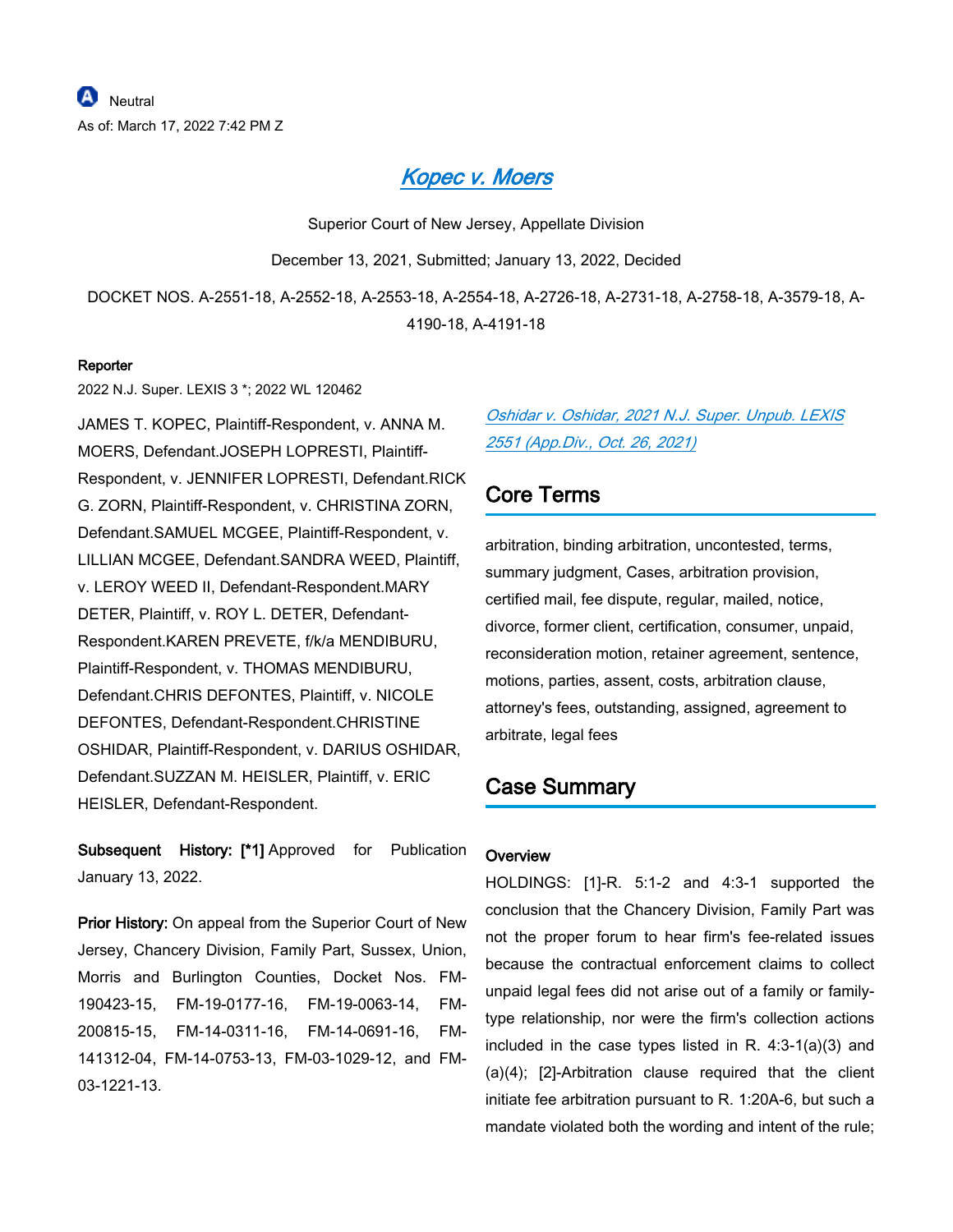Neutral

As of: March 17, 2022 7:42 PM Z

# Kopec v. Moers

Superior Court of New Jersey, Appellate Division

December 13, 2021, Submitted; January 13, 2022, Decided

DOCKET NOS. A-2551-18, A-2552-18, A-2553-18, A-2554-18, A-2726-18, A-2731-18, A-2758-18, A-3579-18, A-4190-18, A-4191-18

**Reporter**

2022 N.J. Super. LEXIS 3 *; 2022 WL 120462

JAMES T. KOPEC, Plaintiff-Respondent, v. ANNA M. MOERS, Defendant.JOSEPH LOPRESTI, Plaintiff-Respondent, v. JENNIFER LOPRESTI, Defendant.RICK G. ZORN, Plaintiff-Respondent, v. CHRISTINA ZORN, Defendant.SAMUEL MCGEE, Plaintiff-Respondent, v. LILLIAN MCGEE, Defendant.SANDRA WEED, Plaintiff, v. LEROY WEED II, Defendant-Respondent.MARY DETER, Plaintiff, v. ROY L. DETER, Defendant-Respondent.KAREN PREVETE, f/k/a MENDIBURU, Plaintiff-Respondent, v. THOMAS MENDIBURU, Defendant.CHRIS DEFONTES, Plaintiff, v. NICOLE DEFONTES, Defendant-Respondent.CHRISTINE OSHIDAR, Plaintiff-Respondent, v. DARIUS OSHIDAR, Defendant.SUZZAN M. HEISLER, Plaintiff, v. ERIC HEISLER, Defendant-Respondent.

**Subsequent History:** **[*1]** Approved for Publication January 13, 2022.

**Prior History:** On appeal from the Superior Court of New Jersey, Chancery Division, Family Part, Sussex, Union, Morris and Burlington Counties, Docket Nos. FM-190423-15, FM-19-0177-16, FM-19-0063-14, FM-200815-15, FM-14-0311-16, FM-14-0691-16, FM-141312-04, FM-14-0753-13, FM-03-1029-12, and FM-03-1221-13.

*Oshidar v. Oshidar, 2021 N.J. Super. Unpub. LEXIS 2551 (App.Div., Oct. 26, 2021)*

## Core Terms

arbitration, binding arbitration, uncontested, terms, summary judgment, Cases, arbitration provision, certified mail, fee dispute, regular, mailed, notice, divorce, former client, certification, consumer, unpaid, reconsideration motion, retainer agreement, sentence, motions, parties, assent, costs, arbitration clause, attorney's fees, outstanding, assigned, agreement to arbitrate, legal fees

## Case Summary

**Overview**

HOLDINGS: [1]-R. 5:1-2 and 4:3-1 supported the conclusion that the Chancery Division, Family Part was not the proper forum to hear firm's fee-related issues because the contractual enforcement claims to collect unpaid legal fees did not arise out of a family or family-type relationship, nor were the firm's collection actions included in the case types listed in R. 4:3-1(a)(3) and (a)(4); [2]-Arbitration clause required that the client initiate fee arbitration pursuant to R. 1:20A-6, but such a mandate violated both the wording and intent of the rule;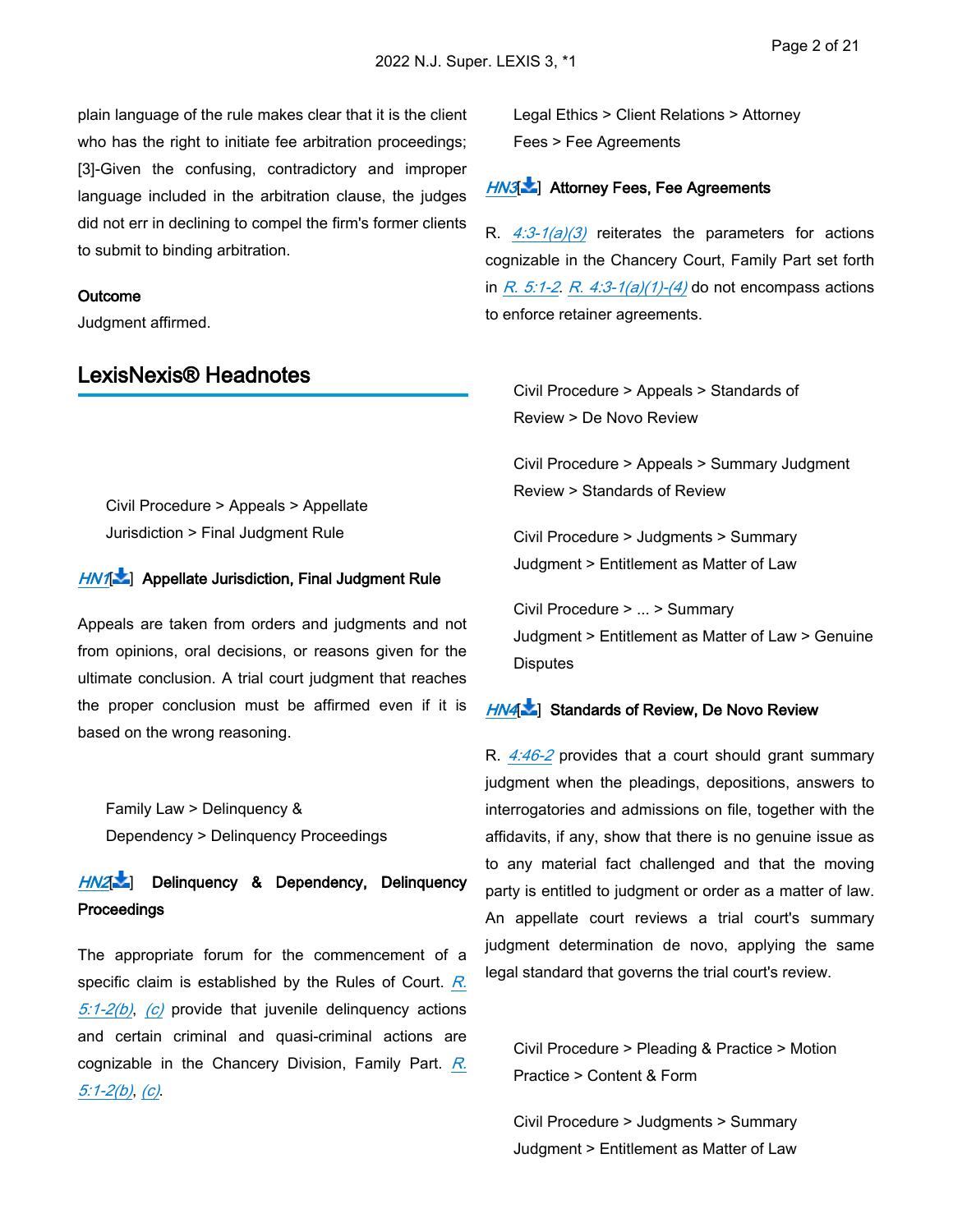plain language of the rule makes clear that it is the client who has the right to initiate fee arbitration proceedings; [3]-Given the confusing, contradictory and improper language included in the arbitration clause, the judges did not err in declining to compel the firm's former clients to submit to binding arbitration.

**Outcome**

Judgment affirmed.

## LexisNexis® Headnotes

Civil Procedure > Appeals > Appellate Jurisdiction > Final Judgment Rule

***HN1*** **Appellate Jurisdiction, Final Judgment Rule**

Appeals are taken from orders and judgments and not from opinions, oral decisions, or reasons given for the ultimate conclusion. A trial court judgment that reaches the proper conclusion must be affirmed even if it is based on the wrong reasoning.

Family Law > Delinquency & Dependency > Delinquency Proceedings

***HN2*** **Delinquency & Dependency, Delinquency Proceedings**

The appropriate forum for the commencement of a specific claim is established by the Rules of Court. *R. 5:1-2(b)*, *(c)* provide that juvenile delinquency actions and certain criminal and quasi-criminal actions are cognizable in the Chancery Division, Family Part. *R. 5:1-2(b)*, *(c)*.

Legal Ethics > Client Relations > Attorney Fees > Fee Agreements

***HN3*** **Attorney Fees, Fee Agreements**

R. *4:3-1(a)(3)* reiterates the parameters for actions cognizable in the Chancery Court, Family Part set forth in *R. 5:1-2*. *R. 4:3-1(a)(1)-(4)* do not encompass actions to enforce retainer agreements.

Civil Procedure > Appeals > Standards of Review > De Novo Review

Civil Procedure > Appeals > Summary Judgment Review > Standards of Review

Civil Procedure > Judgments > Summary Judgment > Entitlement as Matter of Law

Civil Procedure > ... > Summary Judgment > Entitlement as Matter of Law > Genuine Disputes

***HN4*** **Standards of Review, De Novo Review**

R. *4:46-2* provides that a court should grant summary judgment when the pleadings, depositions, answers to interrogatories and admissions on file, together with the affidavits, if any, show that there is no genuine issue as to any material fact challenged and that the moving party is entitled to judgment or order as a matter of law. An appellate court reviews a trial court's summary judgment determination de novo, applying the same legal standard that governs the trial court's review.

Civil Procedure > Pleading & Practice > Motion Practice > Content & Form

Civil Procedure > Judgments > Summary Judgment > Entitlement as Matter of Law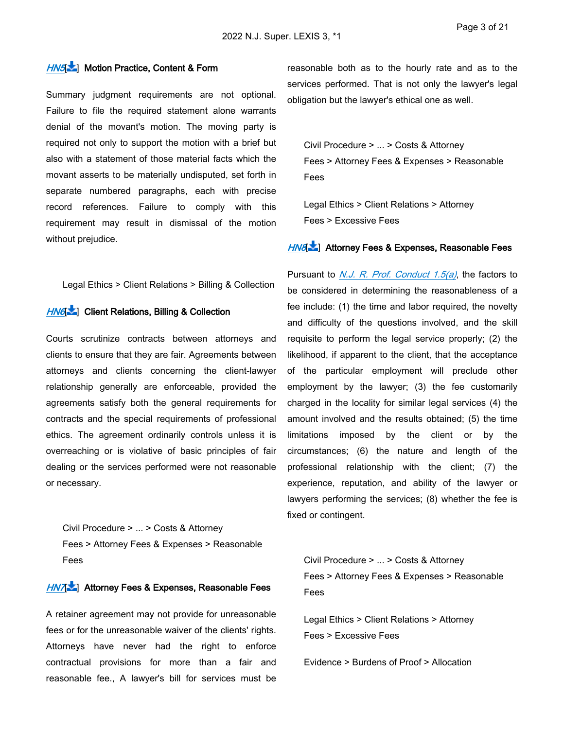**HN5** Motion Practice, Content & Form

Summary judgment requirements are not optional. Failure to file the required statement alone warrants denial of the movant's motion. The moving party is required not only to support the motion with a brief but also with a statement of those material facts which the movant asserts to be materially undisputed, set forth in separate numbered paragraphs, each with precise record references. Failure to comply with this requirement may result in dismissal of the motion without prejudice.

Legal Ethics > Client Relations > Billing & Collection

**HN6** Client Relations, Billing & Collection

Courts scrutinize contracts between attorneys and clients to ensure that they are fair. Agreements between attorneys and clients concerning the client-lawyer relationship generally are enforceable, provided the agreements satisfy both the general requirements for contracts and the special requirements of professional ethics. The agreement ordinarily controls unless it is overreaching or is violative of basic principles of fair dealing or the services performed were not reasonable or necessary.

Civil Procedure > ... > Costs & Attorney Fees > Attorney Fees & Expenses > Reasonable Fees

**HN7** Attorney Fees & Expenses, Reasonable Fees

A retainer agreement may not provide for unreasonable fees or for the unreasonable waiver of the clients' rights. Attorneys have never had the right to enforce contractual provisions for more than a fair and reasonable fee., A lawyer's bill for services must be reasonable both as to the hourly rate and as to the services performed. That is not only the lawyer's legal obligation but the lawyer's ethical one as well.

Civil Procedure > ... > Costs & Attorney Fees > Attorney Fees & Expenses > Reasonable Fees

Legal Ethics > Client Relations > Attorney Fees > Excessive Fees

**HN8** Attorney Fees & Expenses, Reasonable Fees

Pursuant to *N.J. R. Prof. Conduct 1.5(a)*, the factors to be considered in determining the reasonableness of a fee include: (1) the time and labor required, the novelty and difficulty of the questions involved, and the skill requisite to perform the legal service properly; (2) the likelihood, if apparent to the client, that the acceptance of the particular employment will preclude other employment by the lawyer; (3) the fee customarily charged in the locality for similar legal services (4) the amount involved and the results obtained; (5) the time limitations imposed by the client or by the circumstances; (6) the nature and length of the professional relationship with the client; (7) the experience, reputation, and ability of the lawyer or lawyers performing the services; (8) whether the fee is fixed or contingent.

Civil Procedure > ... > Costs & Attorney Fees > Attorney Fees & Expenses > Reasonable Fees

Legal Ethics > Client Relations > Attorney Fees > Excessive Fees

Evidence > Burdens of Proof > Allocation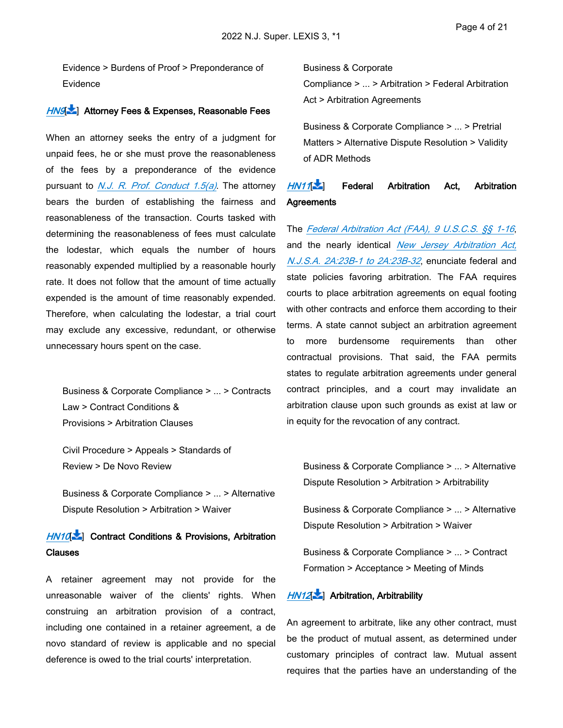Evidence > Burdens of Proof > Preponderance of Evidence

*HN9*[] **Attorney Fees & Expenses, Reasonable Fees**

When an attorney seeks the entry of a judgment for unpaid fees, he or she must prove the reasonableness of the fees by a preponderance of the evidence pursuant to *N.J. R. Prof. Conduct 1.5(a)*. The attorney bears the burden of establishing the fairness and reasonableness of the transaction. Courts tasked with determining the reasonableness of fees must calculate the lodestar, which equals the number of hours reasonably expended multiplied by a reasonable hourly rate. It does not follow that the amount of time actually expended is the amount of time reasonably expended. Therefore, when calculating the lodestar, a trial court may exclude any excessive, redundant, or otherwise unnecessary hours spent on the case.

Business & Corporate Compliance > ... > Contracts Law > Contract Conditions & Provisions > Arbitration Clauses

Civil Procedure > Appeals > Standards of Review > De Novo Review

Business & Corporate Compliance > ... > Alternative Dispute Resolution > Arbitration > Waiver

*HN10*[] **Contract Conditions & Provisions, Arbitration Clauses**

A retainer agreement may not provide for the unreasonable waiver of the clients' rights. When construing an arbitration provision of a contract, including one contained in a retainer agreement, a de novo standard of review is applicable and no special deference is owed to the trial courts' interpretation.

Business & Corporate Compliance > ... > Arbitration > Federal Arbitration Act > Arbitration Agreements

Business & Corporate Compliance > ... > Pretrial Matters > Alternative Dispute Resolution > Validity of ADR Methods

*HN11*[] **Federal Arbitration Act, Arbitration Agreements**

The *Federal Arbitration Act (FAA), 9 U.S.C.S. §§ 1-16*, and the nearly identical *New Jersey Arbitration Act, N.J.S.A. 2A:23B-1 to 2A:23B-32*, enunciate federal and state policies favoring arbitration. The FAA requires courts to place arbitration agreements on equal footing with other contracts and enforce them according to their terms. A state cannot subject an arbitration agreement to more burdensome requirements than other contractual provisions. That said, the FAA permits states to regulate arbitration agreements under general contract principles, and a court may invalidate an arbitration clause upon such grounds as exist at law or in equity for the revocation of any contract.

Business & Corporate Compliance > ... > Alternative Dispute Resolution > Arbitration > Arbitrability

Business & Corporate Compliance > ... > Alternative Dispute Resolution > Arbitration > Waiver

Business & Corporate Compliance > ... > Contract Formation > Acceptance > Meeting of Minds

*HN12*[] **Arbitration, Arbitrability**

An agreement to arbitrate, like any other contract, must be the product of mutual assent, as determined under customary principles of contract law. Mutual assent requires that the parties have an understanding of the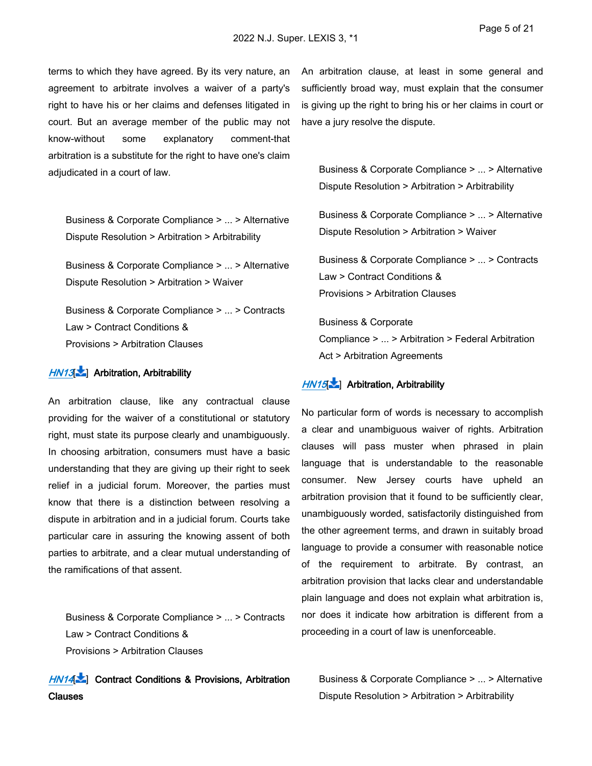terms to which they have agreed. By its very nature, an agreement to arbitrate involves a waiver of a party's right to have his or her claims and defenses litigated in court. But an average member of the public may not know-without some explanatory comment-that arbitration is a substitute for the right to have one's claim adjudicated in a court of law.

Business & Corporate Compliance > ... > Alternative Dispute Resolution > Arbitration > Arbitrability

Business & Corporate Compliance > ... > Alternative Dispute Resolution > Arbitration > Waiver

Business & Corporate Compliance > ... > Contracts Law > Contract Conditions & Provisions > Arbitration Clauses

**HN13 Arbitration, Arbitrability**

An arbitration clause, like any contractual clause providing for the waiver of a constitutional or statutory right, must state its purpose clearly and unambiguously. In choosing arbitration, consumers must have a basic understanding that they are giving up their right to seek relief in a judicial forum. Moreover, the parties must know that there is a distinction between resolving a dispute in arbitration and in a judicial forum. Courts take particular care in assuring the knowing assent of both parties to arbitrate, and a clear mutual understanding of the ramifications of that assent.

Business & Corporate Compliance > ... > Contracts Law > Contract Conditions & Provisions > Arbitration Clauses

**HN14 Contract Conditions & Provisions, Arbitration Clauses**

An arbitration clause, at least in some general and sufficiently broad way, must explain that the consumer is giving up the right to bring his or her claims in court or have a jury resolve the dispute.

Business & Corporate Compliance > ... > Alternative Dispute Resolution > Arbitration > Arbitrability

Business & Corporate Compliance > ... > Alternative Dispute Resolution > Arbitration > Waiver

Business & Corporate Compliance > ... > Contracts Law > Contract Conditions & Provisions > Arbitration Clauses

Business & Corporate Compliance > ... > Arbitration > Federal Arbitration Act > Arbitration Agreements

**HN15 Arbitration, Arbitrability**

No particular form of words is necessary to accomplish a clear and unambiguous waiver of rights. Arbitration clauses will pass muster when phrased in plain language that is understandable to the reasonable consumer. New Jersey courts have upheld an arbitration provision that it found to be sufficiently clear, unambiguously worded, satisfactorily distinguished from the other agreement terms, and drawn in suitably broad language to provide a consumer with reasonable notice of the requirement to arbitrate. By contrast, an arbitration provision that lacks clear and understandable plain language and does not explain what arbitration is, nor does it indicate how arbitration is different from a proceeding in a court of law is unenforceable.

Business & Corporate Compliance > ... > Alternative Dispute Resolution > Arbitration > Arbitrability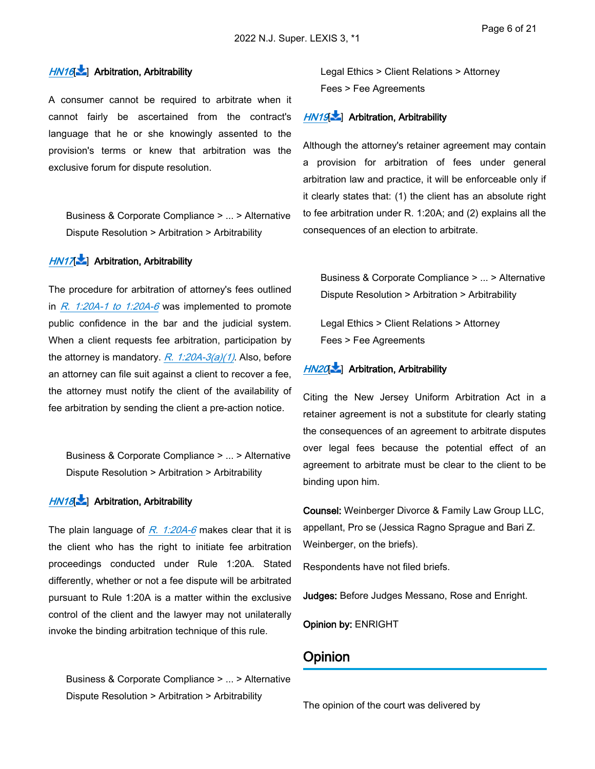HN16[] **Arbitration, Arbitrability**

A consumer cannot be required to arbitrate when it cannot fairly be ascertained from the contract's language that he or she knowingly assented to the provision's terms or knew that arbitration was the exclusive forum for dispute resolution.

Business & Corporate Compliance > ... > Alternative Dispute Resolution > Arbitration > Arbitrability

HN17[] **Arbitration, Arbitrability**

The procedure for arbitration of attorney's fees outlined in R. 1:20A-1 to 1:20A-6 was implemented to promote public confidence in the bar and the judicial system. When a client requests fee arbitration, participation by the attorney is mandatory. R. 1:20A-3(a)(1). Also, before an attorney can file suit against a client to recover a fee, the attorney must notify the client of the availability of fee arbitration by sending the client a pre-action notice.

Business & Corporate Compliance > ... > Alternative Dispute Resolution > Arbitration > Arbitrability

HN18[] **Arbitration, Arbitrability**

The plain language of R. 1:20A-6 makes clear that it is the client who has the right to initiate fee arbitration proceedings conducted under Rule 1:20A. Stated differently, whether or not a fee dispute will be arbitrated pursuant to Rule 1:20A is a matter within the exclusive control of the client and the lawyer may not unilaterally invoke the binding arbitration technique of this rule.

Business & Corporate Compliance > ... > Alternative Dispute Resolution > Arbitration > Arbitrability

Legal Ethics > Client Relations > Attorney Fees > Fee Agreements

HN19[] **Arbitration, Arbitrability**

Although the attorney's retainer agreement may contain a provision for arbitration of fees under general arbitration law and practice, it will be enforceable only if it clearly states that: (1) the client has an absolute right to fee arbitration under R. 1:20A; and (2) explains all the consequences of an election to arbitrate.

Business & Corporate Compliance > ... > Alternative Dispute Resolution > Arbitration > Arbitrability

Legal Ethics > Client Relations > Attorney Fees > Fee Agreements

HN20[] **Arbitration, Arbitrability**

Citing the New Jersey Uniform Arbitration Act in a retainer agreement is not a substitute for clearly stating the consequences of an agreement to arbitrate disputes over legal fees because the potential effect of an agreement to arbitrate must be clear to the client to be binding upon him.

**Counsel:** Weinberger Divorce & Family Law Group LLC, appellant, Pro se (Jessica Ragno Sprague and Bari Z. Weinberger, on the briefs).

Respondents have not filed briefs.

**Judges:** Before Judges Messano, Rose and Enright.

**Opinion by:** ENRIGHT

## Opinion

The opinion of the court was delivered by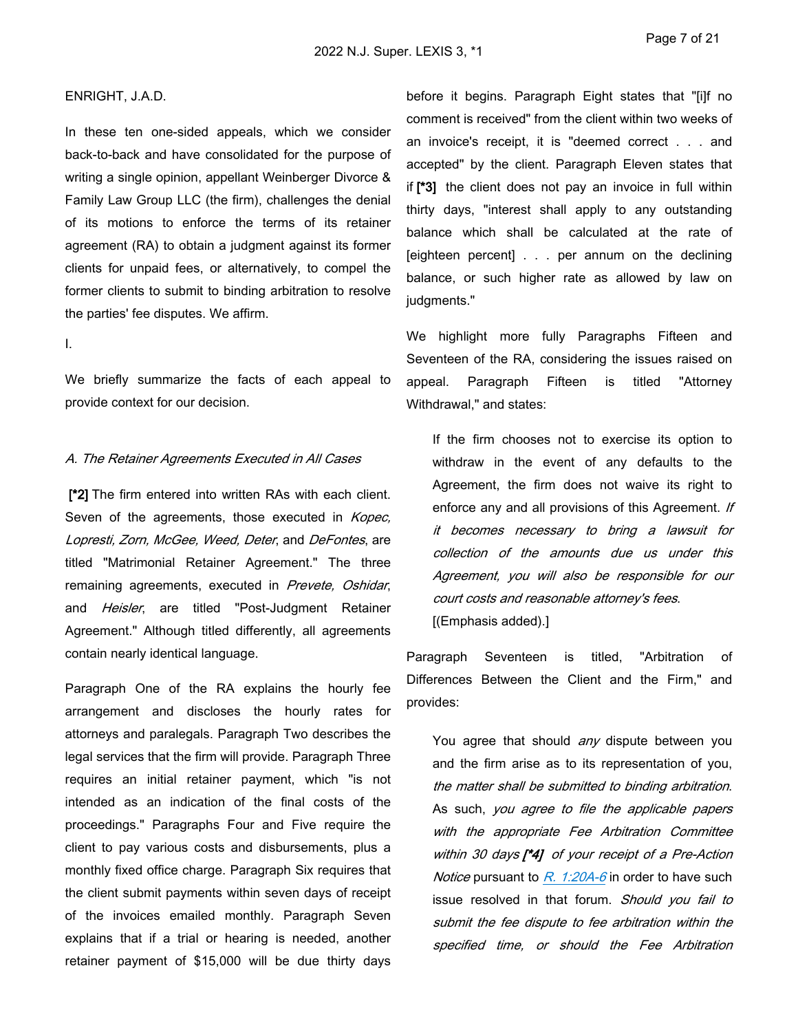ENRIGHT, J.A.D.

In these ten one-sided appeals, which we consider back-to-back and have consolidated for the purpose of writing a single opinion, appellant Weinberger Divorce & Family Law Group LLC (the firm), challenges the denial of its motions to enforce the terms of its retainer agreement (RA) to obtain a judgment against its former clients for unpaid fees, or alternatively, to compel the former clients to submit to binding arbitration to resolve the parties' fee disputes. We affirm.

I.

We briefly summarize the facts of each appeal to provide context for our decision.

*A. The Retainer Agreements Executed in All Cases*

**[*2]** The firm entered into written RAs with each client. Seven of the agreements, those executed in *Kopec, Lopresti, Zorn, McGee, Weed, Deter*, and *DeFontes*, are titled "Matrimonial Retainer Agreement." The three remaining agreements, executed in *Prevete, Oshidar*, and *Heisler*, are titled "Post-Judgment Retainer Agreement." Although titled differently, all agreements contain nearly identical language.

Paragraph One of the RA explains the hourly fee arrangement and discloses the hourly rates for attorneys and paralegals. Paragraph Two describes the legal services that the firm will provide. Paragraph Three requires an initial retainer payment, which "is not intended as an indication of the final costs of the proceedings." Paragraphs Four and Five require the client to pay various costs and disbursements, plus a monthly fixed office charge. Paragraph Six requires that the client submit payments within seven days of receipt of the invoices emailed monthly. Paragraph Seven explains that if a trial or hearing is needed, another retainer payment of $15,000 will be due thirty days before it begins. Paragraph Eight states that "[i]f no comment is received" from the client within two weeks of an invoice's receipt, it is "deemed correct . . . and accepted" by the client. Paragraph Eleven states that if **[*3]** the client does not pay an invoice in full within thirty days, "interest shall apply to any outstanding balance which shall be calculated at the rate of [eighteen percent] . . . per annum on the declining balance, or such higher rate as allowed by law on judgments."

We highlight more fully Paragraphs Fifteen and Seventeen of the RA, considering the issues raised on appeal. Paragraph Fifteen is titled "Attorney Withdrawal," and states:

> If the firm chooses not to exercise its option to withdraw in the event of any defaults to the Agreement, the firm does not waive its right to enforce any and all provisions of this Agreement. *If it becomes necessary to bring a lawsuit for collection of the amounts due us under this Agreement, you will also be responsible for our court costs and reasonable attorney's fees*. [(Emphasis added).]

Paragraph Seventeen is titled, "Arbitration of Differences Between the Client and the Firm," and provides:

> You agree that should *any* dispute between you and the firm arise as to its representation of you, *the matter shall be submitted to binding arbitration*. As such, *you agree to file the applicable papers with the appropriate Fee Arbitration Committee within 30 days* ***[*4]*** *of your receipt of a Pre-Action Notice* pursuant to R. 1:20A-6 in order to have such issue resolved in that forum. *Should you fail to submit the fee dispute to fee arbitration within the specified time, or should the Fee Arbitration*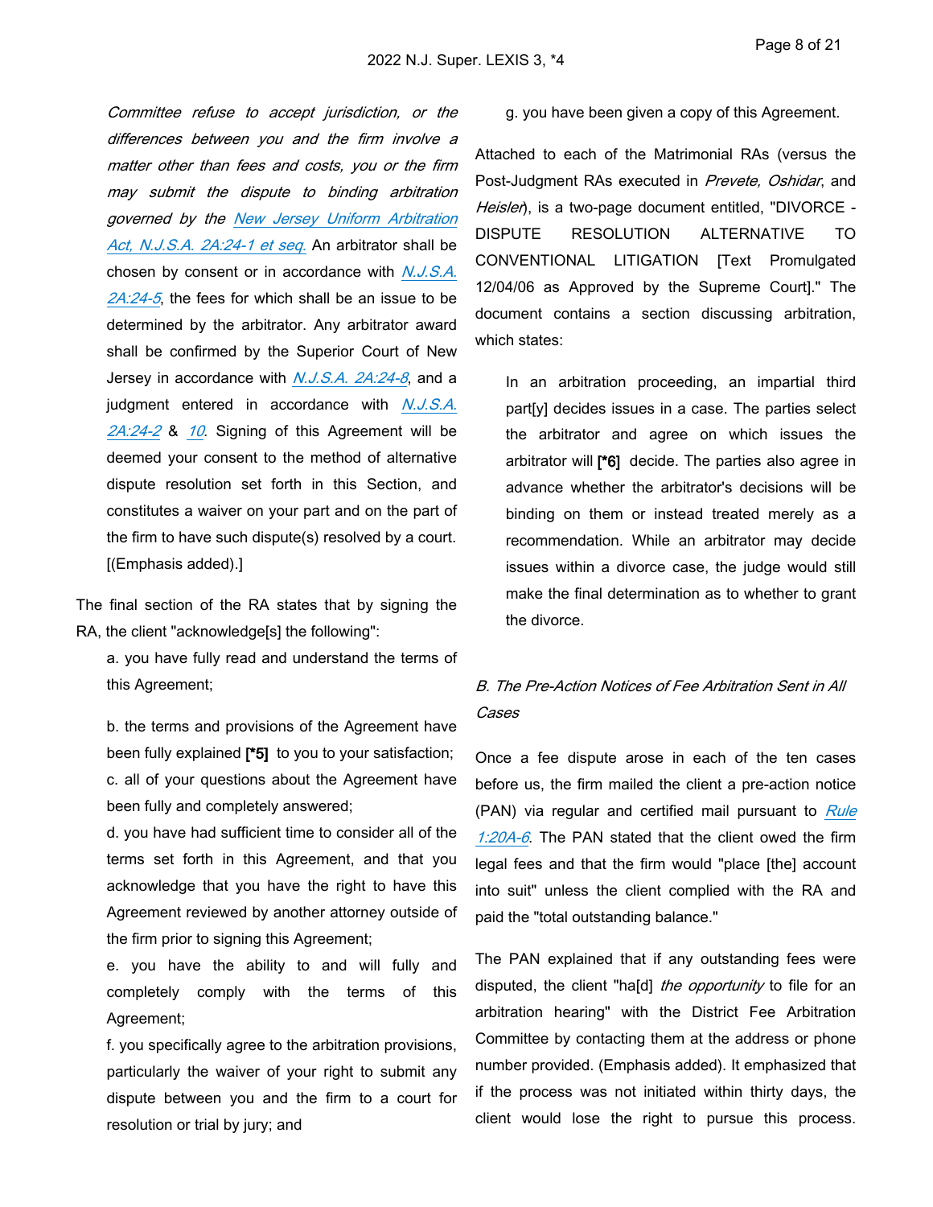*Committee refuse to accept jurisdiction, or the differences between you and the firm involve a matter other than fees and costs, you or the firm may submit the dispute to binding arbitration governed by the New Jersey Uniform Arbitration Act, N.J.S.A. 2A:24-1 et seq.* An arbitrator shall be chosen by consent or in accordance with *N.J.S.A. 2A:24-5*, the fees for which shall be an issue to be determined by the arbitrator. Any arbitrator award shall be confirmed by the Superior Court of New Jersey in accordance with *N.J.S.A. 2A:24-8*, and a judgment entered in accordance with *N.J.S.A. 2A:24-2* & *10*. Signing of this Agreement will be deemed your consent to the method of alternative dispute resolution set forth in this Section, and constitutes a waiver on your part and on the part of the firm to have such dispute(s) resolved by a court. [(Emphasis added).]

The final section of the RA states that by signing the RA, the client "acknowledge[s] the following":

> a. you have fully read and understand the terms of this Agreement;
>
> b. the terms and provisions of the Agreement have been fully explained **[*5]** to you to your satisfaction;
>
> c. all of your questions about the Agreement have been fully and completely answered;
>
> d. you have had sufficient time to consider all of the terms set forth in this Agreement, and that you acknowledge that you have the right to have this Agreement reviewed by another attorney outside of the firm prior to signing this Agreement;
>
> e. you have the ability to and will fully and completely comply with the terms of this Agreement;
>
> f. you specifically agree to the arbitration provisions, particularly the waiver of your right to submit any dispute between you and the firm to a court for resolution or trial by jury; and
>
> g. you have been given a copy of this Agreement.

Attached to each of the Matrimonial RAs (versus the Post-Judgment RAs executed in *Prevete, Oshidar*, and *Heisler*), is a two-page document entitled, "DIVORCE - DISPUTE RESOLUTION ALTERNATIVE TO CONVENTIONAL LITIGATION [Text Promulgated 12/04/06 as Approved by the Supreme Court]." The document contains a section discussing arbitration, which states:

> In an arbitration proceeding, an impartial third part[y] decides issues in a case. The parties select the arbitrator and agree on which issues the arbitrator will **[*6]** decide. The parties also agree in advance whether the arbitrator's decisions will be binding on them or instead treated merely as a recommendation. While an arbitrator may decide issues within a divorce case, the judge would still make the final determination as to whether to grant the divorce.

### *B. The Pre-Action Notices of Fee Arbitration Sent in All Cases*

Once a fee dispute arose in each of the ten cases before us, the firm mailed the client a pre-action notice (PAN) via regular and certified mail pursuant to *Rule 1:20A-6*. The PAN stated that the client owed the firm legal fees and that the firm would "place [the] account into suit" unless the client complied with the RA and paid the "total outstanding balance."

The PAN explained that if any outstanding fees were disputed, the client "ha[d] *the opportunity* to file for an arbitration hearing" with the District Fee Arbitration Committee by contacting them at the address or phone number provided. (Emphasis added). It emphasized that if the process was not initiated within thirty days, the client would lose the right to pursue this process.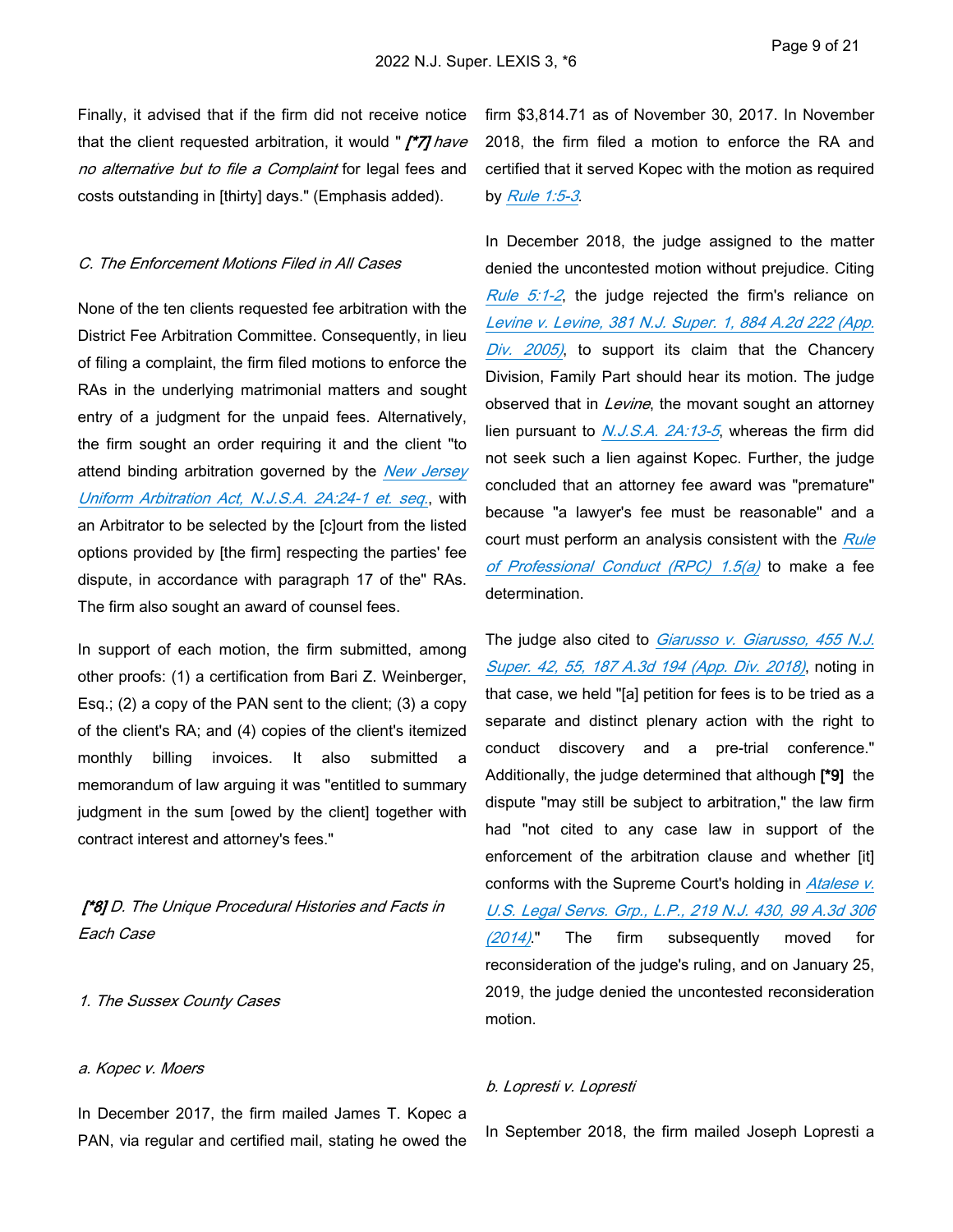Finally, it advised that if the firm did not receive notice that the client requested arbitration, it would "*[*7] have no alternative but to file a Complaint* for legal fees and costs outstanding in [thirty] days." (Emphasis added).

*C. The Enforcement Motions Filed in All Cases*

None of the ten clients requested fee arbitration with the District Fee Arbitration Committee. Consequently, in lieu of filing a complaint, the firm filed motions to enforce the RAs in the underlying matrimonial matters and sought entry of a judgment for the unpaid fees. Alternatively, the firm sought an order requiring it and the client "to attend binding arbitration governed by the *New Jersey Uniform Arbitration Act, N.J.S.A. 2A:24-1 et. seq.*, with an Arbitrator to be selected by the [c]ourt from the listed options provided by [the firm] respecting the parties' fee dispute, in accordance with paragraph 17 of the" RAs. The firm also sought an award of counsel fees.

In support of each motion, the firm submitted, among other proofs: (1) a certification from Bari Z. Weinberger, Esq.; (2) a copy of the PAN sent to the client; (3) a copy of the client's RA; and (4) copies of the client's itemized monthly billing invoices. It also submitted a memorandum of law arguing it was "entitled to summary judgment in the sum [owed by the client] together with contract interest and attorney's fees."

*[*8] D. The Unique Procedural Histories and Facts in Each Case*

*1. The Sussex County Cases*

*a. Kopec v. Moers*

In December 2017, the firm mailed James T. Kopec a PAN, via regular and certified mail, stating he owed the firm $3,814.71 as of November 30, 2017. In November 2018, the firm filed a motion to enforce the RA and certified that it served Kopec with the motion as required by *Rule 1:5-3*.

In December 2018, the judge assigned to the matter denied the uncontested motion without prejudice. Citing *Rule 5:1-2*, the judge rejected the firm's reliance on *Levine v. Levine, 381 N.J. Super. 1, 884 A.2d 222 (App. Div. 2005)*, to support its claim that the Chancery Division, Family Part should hear its motion. The judge observed that in *Levine*, the movant sought an attorney lien pursuant to *N.J.S.A. 2A:13-5*, whereas the firm did not seek such a lien against Kopec. Further, the judge concluded that an attorney fee award was "premature" because "a lawyer's fee must be reasonable" and a court must perform an analysis consistent with the *Rule of Professional Conduct (RPC) 1.5(a)* to make a fee determination.

The judge also cited to *Giarusso v. Giarusso, 455 N.J. Super. 42, 55, 187 A.3d 194 (App. Div. 2018)*, noting in that case, we held "[a] petition for fees is to be tried as a separate and distinct plenary action with the right to conduct discovery and a pre-trial conference." Additionally, the judge determined that although **[*9]** the dispute "may still be subject to arbitration," the law firm had "not cited to any case law in support of the enforcement of the arbitration clause and whether [it] conforms with the Supreme Court's holding in *Atalese v. U.S. Legal Servs. Grp., L.P., 219 N.J. 430, 99 A.3d 306 (2014)*." The firm subsequently moved for reconsideration of the judge's ruling, and on January 25, 2019, the judge denied the uncontested reconsideration motion.

*b. Lopresti v. Lopresti*

In September 2018, the firm mailed Joseph Lopresti a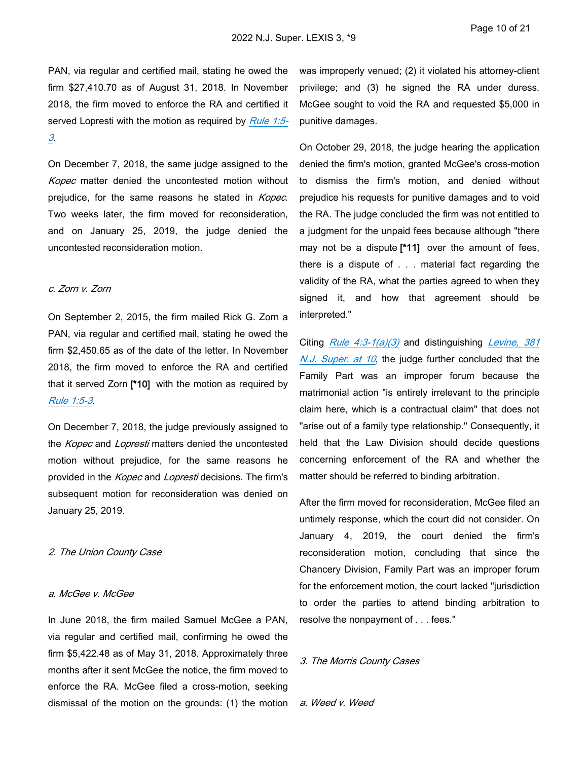PAN, via regular and certified mail, stating he owed the firm $27,410.70 as of August 31, 2018. In November 2018, the firm moved to enforce the RA and certified it served Lopresti with the motion as required by *Rule 1:5-3*.

On December 7, 2018, the same judge assigned to the *Kopec* matter denied the uncontested motion without prejudice, for the same reasons he stated in *Kopec*. Two weeks later, the firm moved for reconsideration, and on January 25, 2019, the judge denied the uncontested reconsideration motion.

### *c. Zorn v. Zorn*

On September 2, 2015, the firm mailed Rick G. Zorn a PAN, via regular and certified mail, stating he owed the firm $2,450.65 as of the date of the letter. In November 2018, the firm moved to enforce the RA and certified that it served Zorn **[\*10]** with the motion as required by *Rule 1:5-3*.

On December 7, 2018, the judge previously assigned to the *Kopec* and *Lopresti* matters denied the uncontested motion without prejudice, for the same reasons he provided in the *Kopec* and *Lopresti* decisions. The firm's subsequent motion for reconsideration was denied on January 25, 2019.

## *2. The Union County Case*

### *a. McGee v. McGee*

In June 2018, the firm mailed Samuel McGee a PAN, via regular and certified mail, confirming he owed the firm $5,422.48 as of May 31, 2018. Approximately three months after it sent McGee the notice, the firm moved to enforce the RA. McGee filed a cross-motion, seeking dismissal of the motion on the grounds: (1) the motion was improperly venued; (2) it violated his attorney-client privilege; and (3) he signed the RA under duress. McGee sought to void the RA and requested $5,000 in punitive damages.

On October 29, 2018, the judge hearing the application denied the firm's motion, granted McGee's cross-motion to dismiss the firm's motion, and denied without prejudice his requests for punitive damages and to void the RA. The judge concluded the firm was not entitled to a judgment for the unpaid fees because although "there may not be a dispute **[\*11]** over the amount of fees, there is a dispute of . . . material fact regarding the validity of the RA, what the parties agreed to when they signed it, and how that agreement should be interpreted."

Citing *Rule 4:3-1(a)(3)* and distinguishing *Levine, 381 N.J. Super. at 10*, the judge further concluded that the Family Part was an improper forum because the matrimonial action "is entirely irrelevant to the principle claim here, which is a contractual claim" that does not "arise out of a family type relationship." Consequently, it held that the Law Division should decide questions concerning enforcement of the RA and whether the matter should be referred to binding arbitration.

After the firm moved for reconsideration, McGee filed an untimely response, which the court did not consider. On January 4, 2019, the court denied the firm's reconsideration motion, concluding that since the Chancery Division, Family Part was an improper forum for the enforcement motion, the court lacked "jurisdiction to order the parties to attend binding arbitration to resolve the nonpayment of . . . fees."

## *3. The Morris County Cases*

### *a. Weed v. Weed*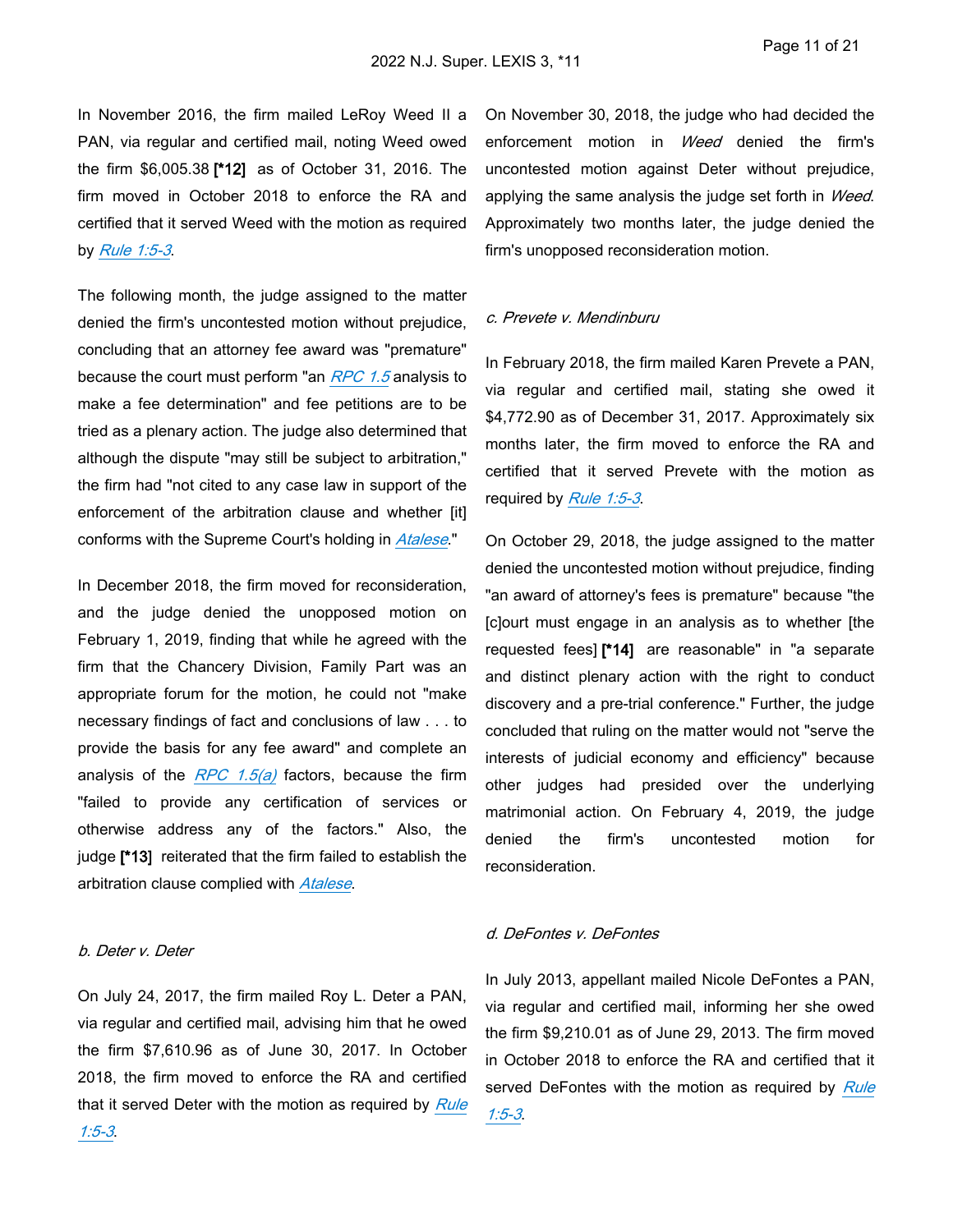In November 2016, the firm mailed LeRoy Weed II a PAN, via regular and certified mail, noting Weed owed the firm $6,005.38 **[*12]** as of October 31, 2016. The firm moved in October 2018 to enforce the RA and certified that it served Weed with the motion as required by *Rule 1:5-3*.

The following month, the judge assigned to the matter denied the firm's uncontested motion without prejudice, concluding that an attorney fee award was "premature" because the court must perform "an *RPC 1.5* analysis to make a fee determination" and fee petitions are to be tried as a plenary action. The judge also determined that although the dispute "may still be subject to arbitration," the firm had "not cited to any case law in support of the enforcement of the arbitration clause and whether [it] conforms with the Supreme Court's holding in *Atalese*."

In December 2018, the firm moved for reconsideration, and the judge denied the unopposed motion on February 1, 2019, finding that while he agreed with the firm that the Chancery Division, Family Part was an appropriate forum for the motion, he could not "make necessary findings of fact and conclusions of law . . . to provide the basis for any fee award" and complete an analysis of the *RPC 1.5(a)* factors, because the firm "failed to provide any certification of services or otherwise address any of the factors." Also, the judge **[*13]** reiterated that the firm failed to establish the arbitration clause complied with *Atalese*.

*b. Deter v. Deter*

On July 24, 2017, the firm mailed Roy L. Deter a PAN, via regular and certified mail, advising him that he owed the firm $7,610.96 as of June 30, 2017. In October 2018, the firm moved to enforce the RA and certified that it served Deter with the motion as required by *Rule 1:5-3*.

On November 30, 2018, the judge who had decided the enforcement motion in *Weed* denied the firm's uncontested motion against Deter without prejudice, applying the same analysis the judge set forth in *Weed*. Approximately two months later, the judge denied the firm's unopposed reconsideration motion.

*c. Prevete v. Mendinburu*

In February 2018, the firm mailed Karen Prevete a PAN, via regular and certified mail, stating she owed it $4,772.90 as of December 31, 2017. Approximately six months later, the firm moved to enforce the RA and certified that it served Prevete with the motion as required by *Rule 1:5-3*.

On October 29, 2018, the judge assigned to the matter denied the uncontested motion without prejudice, finding "an award of attorney's fees is premature" because "the [c]ourt must engage in an analysis as to whether [the requested fees] **[*14]** are reasonable" in "a separate and distinct plenary action with the right to conduct discovery and a pre-trial conference." Further, the judge concluded that ruling on the matter would not "serve the interests of judicial economy and efficiency" because other judges had presided over the underlying matrimonial action. On February 4, 2019, the judge denied the firm's uncontested motion for reconsideration.

*d. DeFontes v. DeFontes*

In July 2013, appellant mailed Nicole DeFontes a PAN, via regular and certified mail, informing her she owed the firm $9,210.01 as of June 29, 2013. The firm moved in October 2018 to enforce the RA and certified that it served DeFontes with the motion as required by *Rule 1:5-3*.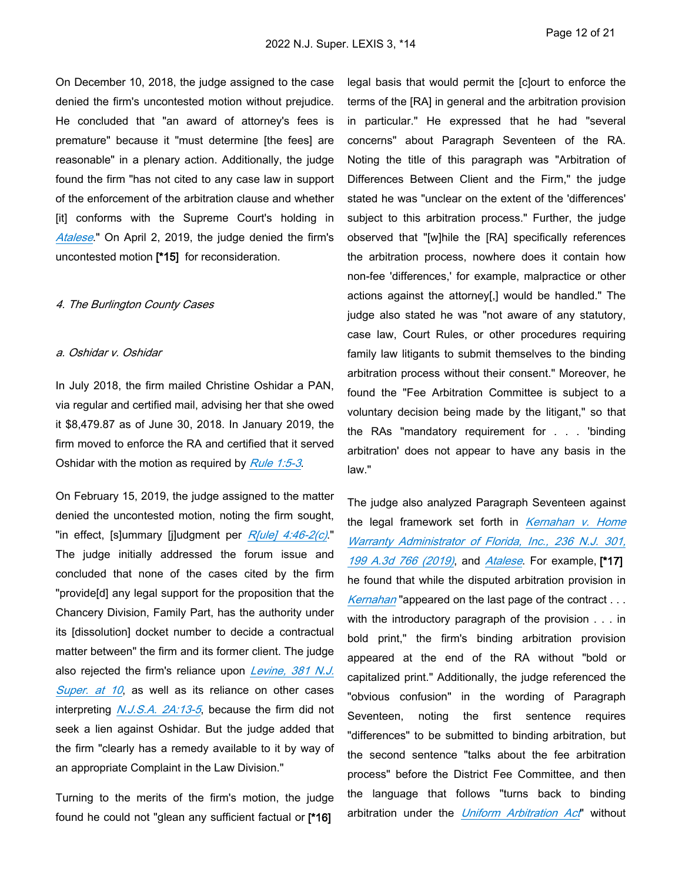On December 10, 2018, the judge assigned to the case denied the firm's uncontested motion without prejudice. He concluded that "an award of attorney's fees is premature" because it "must determine [the fees] are reasonable" in a plenary action. Additionally, the judge found the firm "has not cited to any case law in support of the enforcement of the arbitration clause and whether [it] conforms with the Supreme Court's holding in *Atalese*." On April 2, 2019, the judge denied the firm's uncontested motion **[*15]** for reconsideration.

*4. The Burlington County Cases*

*a. Oshidar v. Oshidar*

In July 2018, the firm mailed Christine Oshidar a PAN, via regular and certified mail, advising her that she owed it $8,479.87 as of June 30, 2018. In January 2019, the firm moved to enforce the RA and certified that it served Oshidar with the motion as required by *Rule 1:5-3*.

On February 15, 2019, the judge assigned to the matter denied the uncontested motion, noting the firm sought, "in effect, [s]ummary [j]udgment per *R[ule] 4:46-2(c)*." The judge initially addressed the forum issue and concluded that none of the cases cited by the firm "provide[d] any legal support for the proposition that the Chancery Division, Family Part, has the authority under its [dissolution] docket number to decide a contractual matter between" the firm and its former client. The judge also rejected the firm's reliance upon *Levine, 381 N.J. Super. at 10*, as well as its reliance on other cases interpreting *N.J.S.A. 2A:13-5*, because the firm did not seek a lien against Oshidar. But the judge added that the firm "clearly has a remedy available to it by way of an appropriate Complaint in the Law Division."

Turning to the merits of the firm's motion, the judge found he could not "glean any sufficient factual or **[*16]** legal basis that would permit the [c]ourt to enforce the terms of the [RA] in general and the arbitration provision in particular." He expressed that he had "several concerns" about Paragraph Seventeen of the RA. Noting the title of this paragraph was "Arbitration of Differences Between Client and the Firm," the judge stated he was "unclear on the extent of the 'differences' subject to this arbitration process." Further, the judge observed that "[w]hile the [RA] specifically references the arbitration process, nowhere does it contain how non-fee 'differences,' for example, malpractice or other actions against the attorney[,] would be handled." The judge also stated he was "not aware of any statutory, case law, Court Rules, or other procedures requiring family law litigants to submit themselves to the binding arbitration process without their consent." Moreover, he found the "Fee Arbitration Committee is subject to a voluntary decision being made by the litigant," so that the RAs "mandatory requirement for . . . 'binding arbitration' does not appear to have any basis in the law."

The judge also analyzed Paragraph Seventeen against the legal framework set forth in *Kernahan v. Home Warranty Administrator of Florida, Inc., 236 N.J. 301, 199 A.3d 766 (2019)*, and *Atalese*. For example, **[*17]** he found that while the disputed arbitration provision in *Kernahan* "appeared on the last page of the contract . . . with the introductory paragraph of the provision . . . in bold print," the firm's binding arbitration provision appeared at the end of the RA without "bold or capitalized print." Additionally, the judge referenced the "obvious confusion" in the wording of Paragraph Seventeen, noting the first sentence requires "differences" to be submitted to binding arbitration, but the second sentence "talks about the fee arbitration process" before the District Fee Committee, and then the language that follows "turns back to binding arbitration under the *Uniform Arbitration Act*" without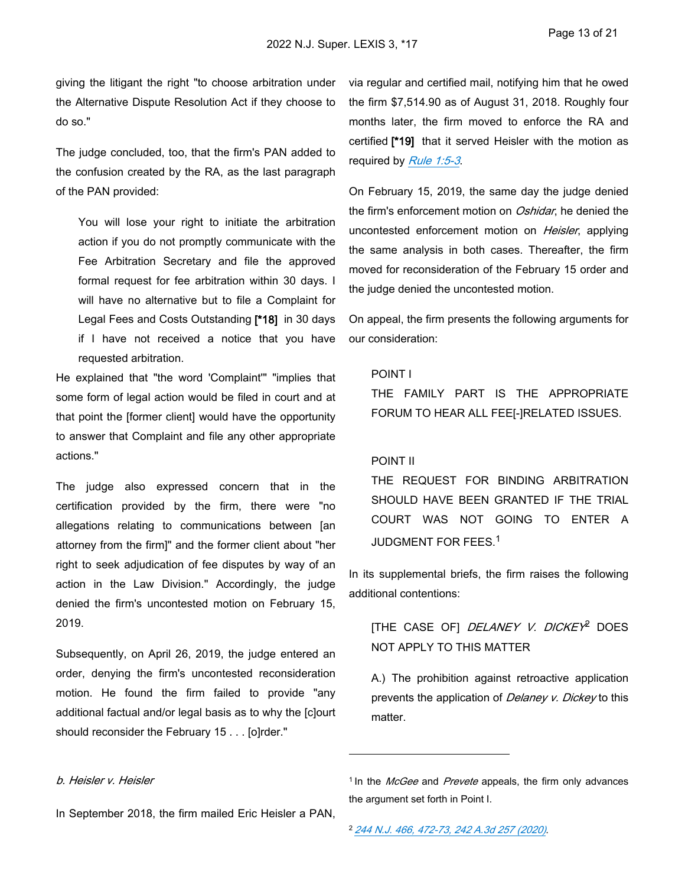giving the litigant the right "to choose arbitration under the Alternative Dispute Resolution Act if they choose to do so."

The judge concluded, too, that the firm's PAN added to the confusion created by the RA, as the last paragraph of the PAN provided:

> You will lose your right to initiate the arbitration action if you do not promptly communicate with the Fee Arbitration Secretary and file the approved formal request for fee arbitration within 30 days. I will have no alternative but to file a Complaint for Legal Fees and Costs Outstanding **[*18]** in 30 days if I have not received a notice that you have requested arbitration.

He explained that "the word 'Complaint'" "implies that some form of legal action would be filed in court and at that point the [former client] would have the opportunity to answer that Complaint and file any other appropriate actions."

The judge also expressed concern that in the certification provided by the firm, there were "no allegations relating to communications between [an attorney from the firm]" and the former client about "her right to seek adjudication of fee disputes by way of an action in the Law Division." Accordingly, the judge denied the firm's uncontested motion on February 15, 2019.

Subsequently, on April 26, 2019, the judge entered an order, denying the firm's uncontested reconsideration motion. He found the firm failed to provide "any additional factual and/or legal basis as to why the [c]ourt should reconsider the February 15 . . . [o]rder."

*b. Heisler v. Heisler*

In September 2018, the firm mailed Eric Heisler a PAN, via regular and certified mail, notifying him that he owed the firm $7,514.90 as of August 31, 2018. Roughly four months later, the firm moved to enforce the RA and certified **[*19]** that it served Heisler with the motion as required by *Rule 1:5-3*.

On February 15, 2019, the same day the judge denied the firm's enforcement motion on *Oshidar*, he denied the uncontested enforcement motion on *Heisler*, applying the same analysis in both cases. Thereafter, the firm moved for reconsideration of the February 15 order and the judge denied the uncontested motion.

On appeal, the firm presents the following arguments for our consideration:

> POINT I
> THE FAMILY PART IS THE APPROPRIATE FORUM TO HEAR ALL FEE[-]RELATED ISSUES.
>
> POINT II
> THE REQUEST FOR BINDING ARBITRATION SHOULD HAVE BEEN GRANTED IF THE TRIAL COURT WAS NOT GOING TO ENTER A JUDGMENT FOR FEES.[1]

In its supplemental briefs, the firm raises the following additional contentions:

> [THE CASE OF] *DELANEY V. DICKEY*[2] DOES NOT APPLY TO THIS MATTER
>
> A.) The prohibition against retroactive application prevents the application of *Delaney v. Dickey* to this matter.

---

[1] In the *McGee* and *Prevete* appeals, the firm only advances the argument set forth in Point I.

[2] *244 N.J. 466, 472-73, 242 A.3d 257 (2020)*.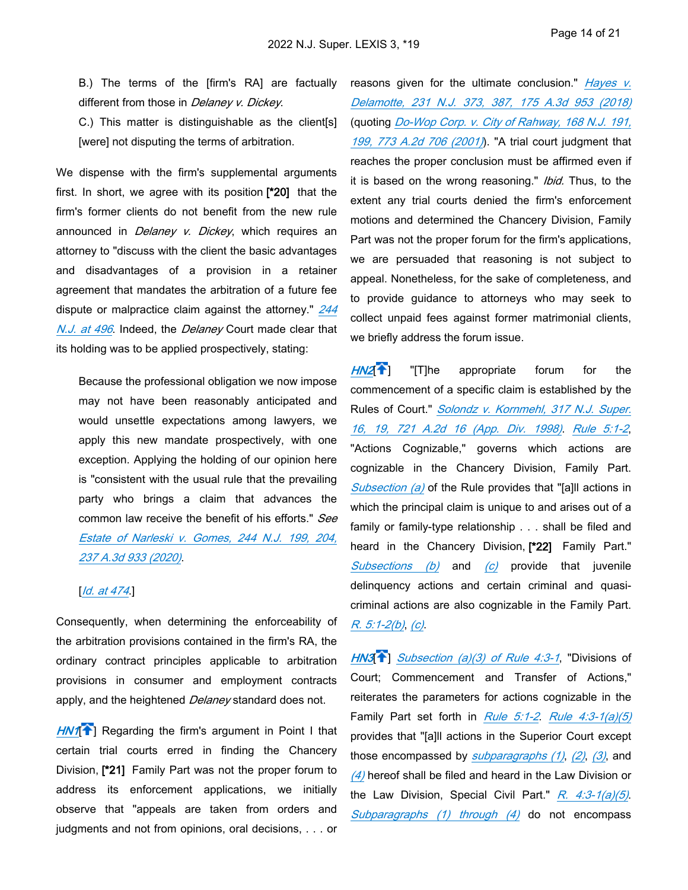B.) The terms of the [firm's RA] are factually different from those in *Delaney v. Dickey*.

C.) This matter is distinguishable as the client[s] [were] not disputing the terms of arbitration.

We dispense with the firm's supplemental arguments first. In short, we agree with its position **[*20]** that the firm's former clients do not benefit from the new rule announced in *Delaney v. Dickey*, which requires an attorney to "discuss with the client the basic advantages and disadvantages of a provision in a retainer agreement that mandates the arbitration of a future fee dispute or malpractice claim against the attorney." *244 N.J. at 496*. Indeed, the *Delaney* Court made clear that its holding was to be applied prospectively, stating:

> Because the professional obligation we now impose may not have been reasonably anticipated and would unsettle expectations among lawyers, we apply this new mandate prospectively, with one exception. Applying the holding of our opinion here is "consistent with the usual rule that the prevailing party who brings a claim that advances the common law receive the benefit of his efforts." *See Estate of Narleski v. Gomes, 244 N.J. 199, 204, 237 A.3d 933 (2020)*.
>
> [*Id. at 474*.]

Consequently, when determining the enforceability of the arbitration provisions contained in the firm's RA, the ordinary contract principles applicable to arbitration provisions in consumer and employment contracts apply, and the heightened *Delaney* standard does not.

*HN1*[] Regarding the firm's argument in Point I that certain trial courts erred in finding the Chancery Division, **[*21]** Family Part was not the proper forum to address its enforcement applications, we initially observe that "appeals are taken from orders and judgments and not from opinions, oral decisions, . . . or reasons given for the ultimate conclusion." *Hayes v. Delamotte, 231 N.J. 373, 387, 175 A.3d 953 (2018)* (quoting *Do-Wop Corp. v. City of Rahway, 168 N.J. 191, 199, 773 A.2d 706 (2001)*). "A trial court judgment that reaches the proper conclusion must be affirmed even if it is based on the wrong reasoning." *Ibid.* Thus, to the extent any trial courts denied the firm's enforcement motions and determined the Chancery Division, Family Part was not the proper forum for the firm's applications, we are persuaded that reasoning is not subject to appeal. Nonetheless, for the sake of completeness, and to provide guidance to attorneys who may seek to collect unpaid fees against former matrimonial clients, we briefly address the forum issue.

*HN2*[] "[T]he appropriate forum for the commencement of a specific claim is established by the Rules of Court." *Solondz v. Kornmehl, 317 N.J. Super. 16, 19, 721 A.2d 16 (App. Div. 1998)*. *Rule 5:1-2*, "Actions Cognizable," governs which actions are cognizable in the Chancery Division, Family Part. *Subsection (a)* of the Rule provides that "[a]ll actions in which the principal claim is unique to and arises out of a family or family-type relationship . . . shall be filed and heard in the Chancery Division, **[*22]** Family Part." *Subsections (b)* and *(c)* provide that juvenile delinquency actions and certain criminal and quasi-criminal actions are also cognizable in the Family Part. *R. 5:1-2(b)*, *(c)*.

*HN3*[] *Subsection (a)(3) of Rule 4:3-1*, "Divisions of Court; Commencement and Transfer of Actions," reiterates the parameters for actions cognizable in the Family Part set forth in *Rule 5:1-2*. *Rule 4:3-1(a)(5)* provides that "[a]ll actions in the Superior Court except those encompassed by *subparagraphs (1)*, *(2)*, *(3)*, and *(4)* hereof shall be filed and heard in the Law Division or the Law Division, Special Civil Part." *R. 4:3-1(a)(5)*. *Subparagraphs (1) through (4)* do not encompass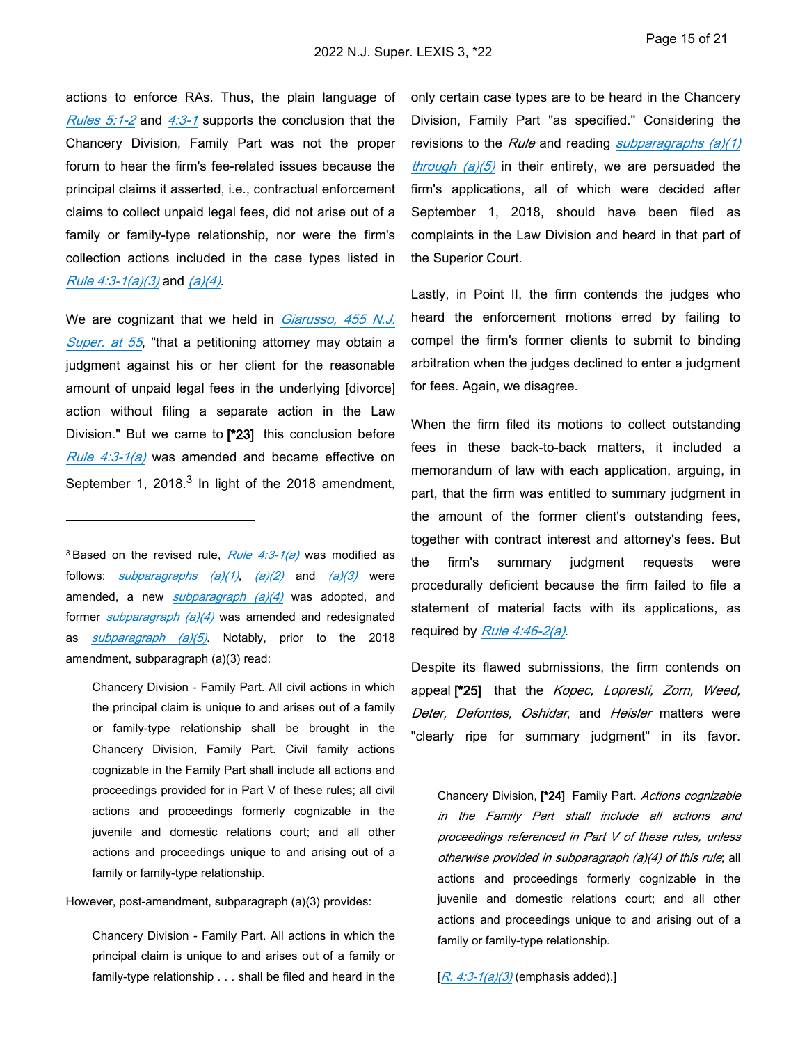actions to enforce RAs. Thus, the plain language of *Rules 5:1-2* and *4:3-1* supports the conclusion that the Chancery Division, Family Part was not the proper forum to hear the firm's fee-related issues because the principal claims it asserted, i.e., contractual enforcement claims to collect unpaid legal fees, did not arise out of a family or family-type relationship, nor were the firm's collection actions included in the case types listed in *Rule 4:3-1(a)(3)* and *(a)(4)*.

We are cognizant that we held in *Giarusso, 455 N.J. Super. at 55*, "that a petitioning attorney may obtain a judgment against his or her client for the reasonable amount of unpaid legal fees in the underlying [divorce] action without filing a separate action in the Law Division." But we came to **[*23]** this conclusion before *Rule 4:3-1(a)* was amended and became effective on September 1, 2018.[3] In light of the 2018 amendment, only certain case types are to be heard in the Chancery Division, Family Part "as specified." Considering the revisions to the *Rule* and reading *subparagraphs (a)(1) through (a)(5)* in their entirety, we are persuaded the firm's applications, all of which were decided after September 1, 2018, should have been filed as complaints in the Law Division and heard in that part of the Superior Court.

Lastly, in Point II, the firm contends the judges who heard the enforcement motions erred by failing to compel the firm's former clients to submit to binding arbitration when the judges declined to enter a judgment for fees. Again, we disagree.

When the firm filed its motions to collect outstanding fees in these back-to-back matters, it included a memorandum of law with each application, arguing, in part, that the firm was entitled to summary judgment in the amount of the former client's outstanding fees, together with contract interest and attorney's fees. But the firm's summary judgment requests were procedurally deficient because the firm failed to file a statement of material facts with its applications, as required by *Rule 4:46-2(a)*.

Despite its flawed submissions, the firm contends on appeal **[*25]** that the *Kopec, Lopresti, Zorn, Weed, Deter, Defontes, Oshidar*, and *Heisler* matters were "clearly ripe for summary judgment" in its favor.

---

[3] Based on the revised rule, *Rule 4:3-1(a)* was modified as follows: *subparagraphs (a)(1)*, *(a)(2)* and *(a)(3)* were amended, a new *subparagraph (a)(4)* was adopted, and former *subparagraph (a)(4)* was amended and redesignated as *subparagraph (a)(5)*. Notably, prior to the 2018 amendment, subparagraph (a)(3) read:

> Chancery Division - Family Part. All civil actions in which the principal claim is unique to and arises out of a family or family-type relationship shall be brought in the Chancery Division, Family Part. Civil family actions cognizable in the Family Part shall include all actions and proceedings provided for in Part V of these rules; all civil actions and proceedings formerly cognizable in the juvenile and domestic relations court; and all other actions and proceedings unique to and arising out of a family or family-type relationship.

However, post-amendment, subparagraph (a)(3) provides:

> Chancery Division - Family Part. All actions in which the principal claim is unique to and arises out of a family or family-type relationship . . . shall be filed and heard in the Chancery Division, **[*24]** Family Part. *Actions cognizable in the Family Part shall include all actions and proceedings referenced in Part V of these rules, unless otherwise provided in subparagraph (a)(4) of this rule*; all actions and proceedings formerly cognizable in the juvenile and domestic relations court; and all other actions and proceedings unique to and arising out of a family or family-type relationship.

[*R. 4:3-1(a)(3)* (emphasis added).]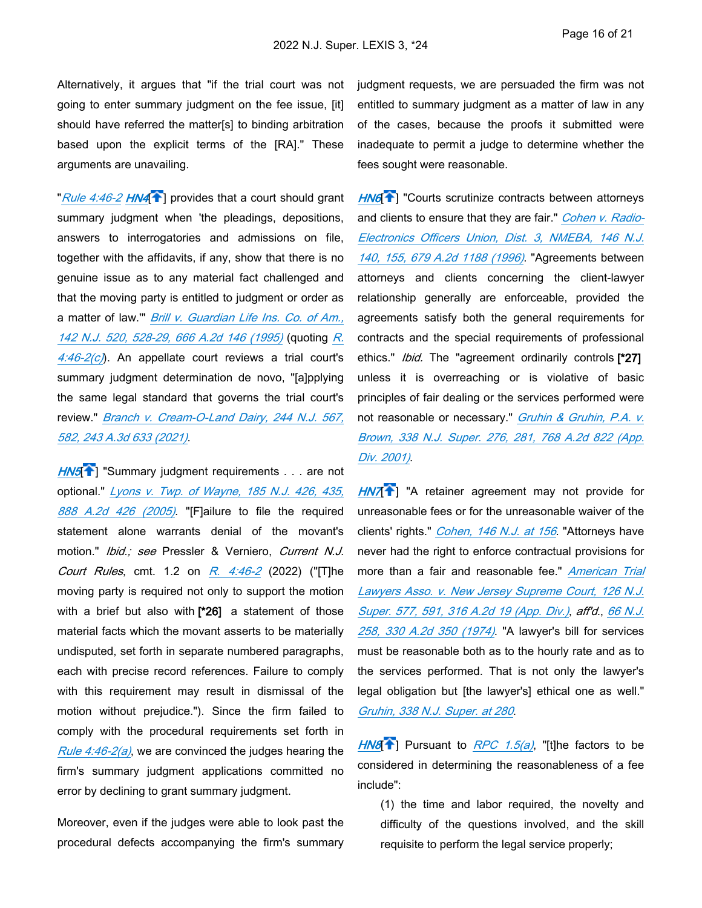Alternatively, it argues that "if the trial court was not going to enter summary judgment on the fee issue, [it] should have referred the matter[s] to binding arbitration based upon the explicit terms of the [RA]." These arguments are unavailing.

"*Rule 4:46-2* *HN4*[] provides that a court should grant summary judgment when 'the pleadings, depositions, answers to interrogatories and admissions on file, together with the affidavits, if any, show that there is no genuine issue as to any material fact challenged and that the moving party is entitled to judgment or order as a matter of law.'" *Brill v. Guardian Life Ins. Co. of Am., 142 N.J. 520, 528-29, 666 A.2d 146 (1995)* (quoting *R. 4:46-2(c)*). An appellate court reviews a trial court's summary judgment determination de novo, "[a]pplying the same legal standard that governs the trial court's review." *Branch v. Cream-O-Land Dairy, 244 N.J. 567, 582, 243 A.3d 633 (2021)*.

*HN5*[] "Summary judgment requirements . . . are not optional." *Lyons v. Twp. of Wayne, 185 N.J. 426, 435, 888 A.2d 426 (2005)*. "[F]ailure to file the required statement alone warrants denial of the movant's motion." *Ibid.; see* Pressler & Verniero, *Current N.J. Court Rules*, cmt. 1.2 on *R. 4:46-2* (2022) ("[T]he moving party is required not only to support the motion with a brief but also with **[*26]** a statement of those material facts which the movant asserts to be materially undisputed, set forth in separate numbered paragraphs, each with precise record references. Failure to comply with this requirement may result in dismissal of the motion without prejudice."). Since the firm failed to comply with the procedural requirements set forth in *Rule 4:46-2(a)*, we are convinced the judges hearing the firm's summary judgment applications committed no error by declining to grant summary judgment.

Moreover, even if the judges were able to look past the procedural defects accompanying the firm's summary judgment requests, we are persuaded the firm was not entitled to summary judgment as a matter of law in any of the cases, because the proofs it submitted were inadequate to permit a judge to determine whether the fees sought were reasonable.

*HN6*[] "Courts scrutinize contracts between attorneys and clients to ensure that they are fair." *Cohen v. Radio-Electronics Officers Union, Dist. 3, NMEBA, 146 N.J. 140, 155, 679 A.2d 1188 (1996)*. "Agreements between attorneys and clients concerning the client-lawyer relationship generally are enforceable, provided the agreements satisfy both the general requirements for contracts and the special requirements of professional ethics." *Ibid.* The "agreement ordinarily controls **[*27]** unless it is overreaching or is violative of basic principles of fair dealing or the services performed were not reasonable or necessary." *Gruhin & Gruhin, P.A. v. Brown, 338 N.J. Super. 276, 281, 768 A.2d 822 (App. Div. 2001)*.

*HN7*[] "A retainer agreement may not provide for unreasonable fees or for the unreasonable waiver of the clients' rights." *Cohen, 146 N.J. at 156*. "Attorneys have never had the right to enforce contractual provisions for more than a fair and reasonable fee." *American Trial Lawyers Asso. v. New Jersey Supreme Court, 126 N.J. Super. 577, 591, 316 A.2d 19 (App. Div.)*, *aff'd.*, *66 N.J. 258, 330 A.2d 350 (1974)*. "A lawyer's bill for services must be reasonable both as to the hourly rate and as to the services performed. That is not only the lawyer's legal obligation but [the lawyer's] ethical one as well." *Gruhin, 338 N.J. Super. at 280*.

*HN8*[] Pursuant to *RPC 1.5(a)*, "[t]he factors to be considered in determining the reasonableness of a fee include":

> (1) the time and labor required, the novelty and difficulty of the questions involved, and the skill requisite to perform the legal service properly;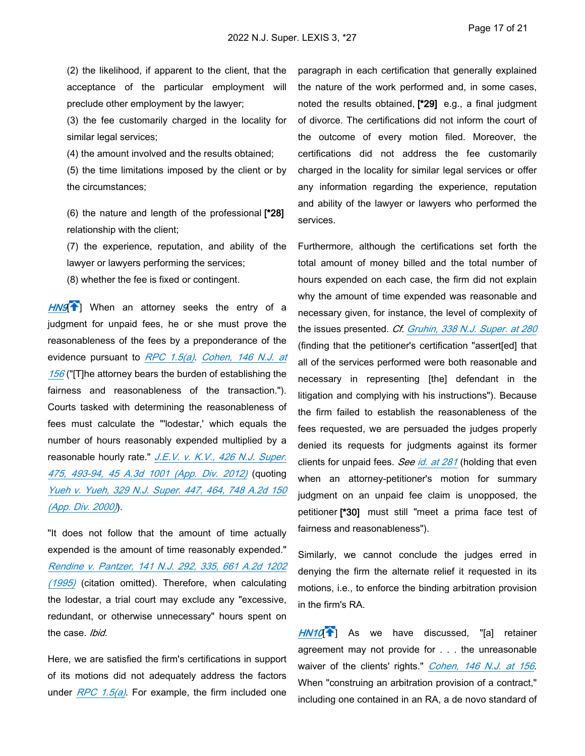(2) the likelihood, if apparent to the client, that the acceptance of the particular employment will preclude other employment by the lawyer;

(3) the fee customarily charged in the locality for similar legal services;

(4) the amount involved and the results obtained;

(5) the time limitations imposed by the client or by the circumstances;

(6) the nature and length of the professional **[*28]** relationship with the client;

(7) the experience, reputation, and ability of the lawyer or lawyers performing the services;

(8) whether the fee is fixed or contingent.

HN9[] When an attorney seeks the entry of a judgment for unpaid fees, he or she must prove the reasonableness of the fees by a preponderance of the evidence pursuant to *RPC 1.5(a)*. *Cohen, 146 N.J. at 156* ("[T]he attorney bears the burden of establishing the fairness and reasonableness of the transaction."). Courts tasked with determining the reasonableness of fees must calculate the "'lodestar,' which equals the number of hours reasonably expended multiplied by a reasonable hourly rate." *J.E.V. v. K.V., 426 N.J. Super. 475, 493-94, 45 A.3d 1001 (App. Div. 2012)* (quoting *Yueh v. Yueh, 329 N.J. Super. 447, 464, 748 A.2d 150 (App. Div. 2000)*).

"It does not follow that the amount of time actually expended is the amount of time reasonably expended." *Rendine v. Pantzer, 141 N.J. 292, 335, 661 A.2d 1202 (1995)* (citation omitted). Therefore, when calculating the lodestar, a trial court may exclude any "excessive, redundant, or otherwise unnecessary" hours spent on the case. *Ibid.*

Here, we are satisfied the firm's certifications in support of its motions did not adequately address the factors under *RPC 1.5(a)*. For example, the firm included one paragraph in each certification that generally explained the nature of the work performed and, in some cases, noted the results obtained, **[*29]** e.g., a final judgment of divorce. The certifications did not inform the court of the outcome of every motion filed. Moreover, the certifications did not address the fee customarily charged in the locality for similar legal services or offer any information regarding the experience, reputation and ability of the lawyer or lawyers who performed the services.

Furthermore, although the certifications set forth the total amount of money billed and the total number of hours expended on each case, the firm did not explain why the amount of time expended was reasonable and necessary given, for instance, the level of complexity of the issues presented. *Cf. Gruhin, 338 N.J. Super. at 280* (finding that the petitioner's certification "assert[ed] that all of the services performed were both reasonable and necessary in representing [the] defendant in the litigation and complying with his instructions"). Because the firm failed to establish the reasonableness of the fees requested, we are persuaded the judges properly denied its requests for judgments against its former clients for unpaid fees. *See id. at 281* (holding that even when an attorney-petitioner's motion for summary judgment on an unpaid fee claim is unopposed, the petitioner **[*30]** must still "meet a prima face test of fairness and reasonableness").

Similarly, we cannot conclude the judges erred in denying the firm the alternate relief it requested in its motions, i.e., to enforce the binding arbitration provision in the firm's RA.

HN10[] As we have discussed, "[a] retainer agreement may not provide for . . . the unreasonable waiver of the clients' rights." *Cohen, 146 N.J. at 156*. When "construing an arbitration provision of a contract," including one contained in an RA, a de novo standard of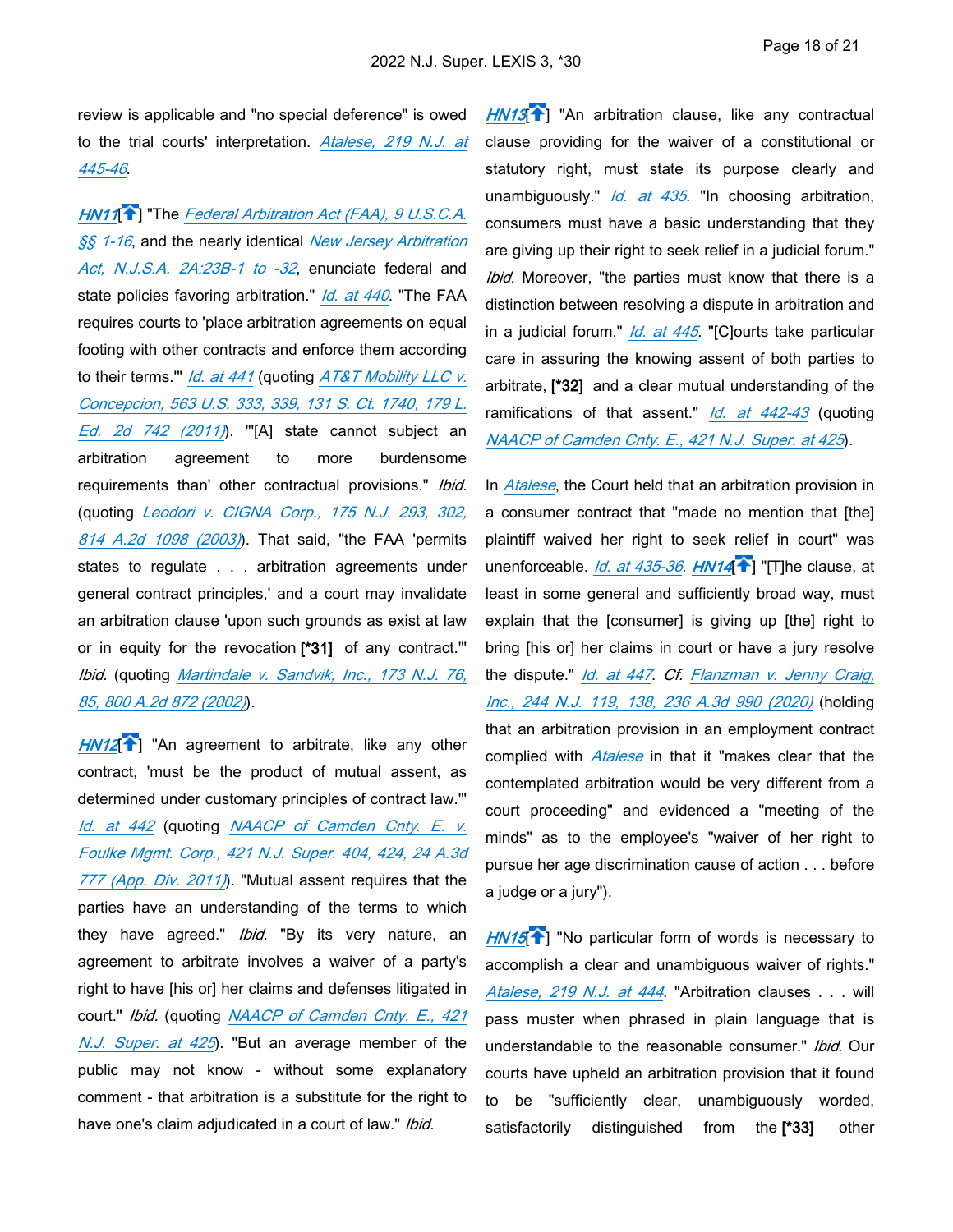review is applicable and "no special deference" is owed to the trial courts' interpretation. *Atalese, 219 N.J. at 445-46*.

*HN11*[] "The *Federal Arbitration Act (FAA), 9 U.S.C.A. §§ 1-16*, and the nearly identical *New Jersey Arbitration Act, N.J.S.A. 2A:23B-1 to -32*, enunciate federal and state policies favoring arbitration." *Id. at 440*. "The FAA requires courts to 'place arbitration agreements on equal footing with other contracts and enforce them according to their terms.'" *Id. at 441* (quoting *AT&T Mobility LLC v. Concepcion, 563 U.S. 333, 339, 131 S. Ct. 1740, 179 L. Ed. 2d 742 (2011)*). "'[A] state cannot subject an arbitration agreement to more burdensome requirements than' other contractual provisions." *Ibid.* (quoting *Leodori v. CIGNA Corp., 175 N.J. 293, 302, 814 A.2d 1098 (2003)*). That said, "the FAA 'permits states to regulate . . . arbitration agreements under general contract principles,' and a court may invalidate an arbitration clause 'upon such grounds as exist at law or in equity for the revocation **[\*31]** of any contract.'" *Ibid.* (quoting *Martindale v. Sandvik, Inc., 173 N.J. 76, 85, 800 A.2d 872 (2002)*).

*HN12*[] "An agreement to arbitrate, like any other contract, 'must be the product of mutual assent, as determined under customary principles of contract law.'" *Id. at 442* (quoting *NAACP of Camden Cnty. E. v. Foulke Mgmt. Corp., 421 N.J. Super. 404, 424, 24 A.3d 777 (App. Div. 2011)*). "Mutual assent requires that the parties have an understanding of the terms to which they have agreed." *Ibid.* "By its very nature, an agreement to arbitrate involves a waiver of a party's right to have [his or] her claims and defenses litigated in court." *Ibid.* (quoting *NAACP of Camden Cnty. E., 421 N.J. Super. at 425*). "But an average member of the public may not know - without some explanatory comment - that arbitration is a substitute for the right to have one's claim adjudicated in a court of law." *Ibid.*

*HN13*[] "An arbitration clause, like any contractual clause providing for the waiver of a constitutional or statutory right, must state its purpose clearly and unambiguously." *Id. at 435*. "In choosing arbitration, consumers must have a basic understanding that they are giving up their right to seek relief in a judicial forum." *Ibid.* Moreover, "the parties must know that there is a distinction between resolving a dispute in arbitration and in a judicial forum." *Id. at 445*. "[C]ourts take particular care in assuring the knowing assent of both parties to arbitrate, **[\*32]** and a clear mutual understanding of the ramifications of that assent." *Id. at 442-43* (quoting *NAACP of Camden Cnty. E., 421 N.J. Super. at 425*).

In *Atalese*, the Court held that an arbitration provision in a consumer contract that "made no mention that [the] plaintiff waived her right to seek relief in court" was unenforceable. *Id. at 435-36*. *HN14*[] "[T]he clause, at least in some general and sufficiently broad way, must explain that the [consumer] is giving up [the] right to bring [his or] her claims in court or have a jury resolve the dispute." *Id. at 447*. *Cf. Flanzman v. Jenny Craig, Inc., 244 N.J. 119, 138, 236 A.3d 990 (2020)* (holding that an arbitration provision in an employment contract complied with *Atalese* in that it "makes clear that the contemplated arbitration would be very different from a court proceeding" and evidenced a "meeting of the minds" as to the employee's "waiver of her right to pursue her age discrimination cause of action . . . before a judge or a jury").

*HN15*[] "No particular form of words is necessary to accomplish a clear and unambiguous waiver of rights." *Atalese, 219 N.J. at 444*. "Arbitration clauses . . . will pass muster when phrased in plain language that is understandable to the reasonable consumer." *Ibid.* Our courts have upheld an arbitration provision that it found to be "sufficiently clear, unambiguously worded, satisfactorily distinguished from the **[\*33]** other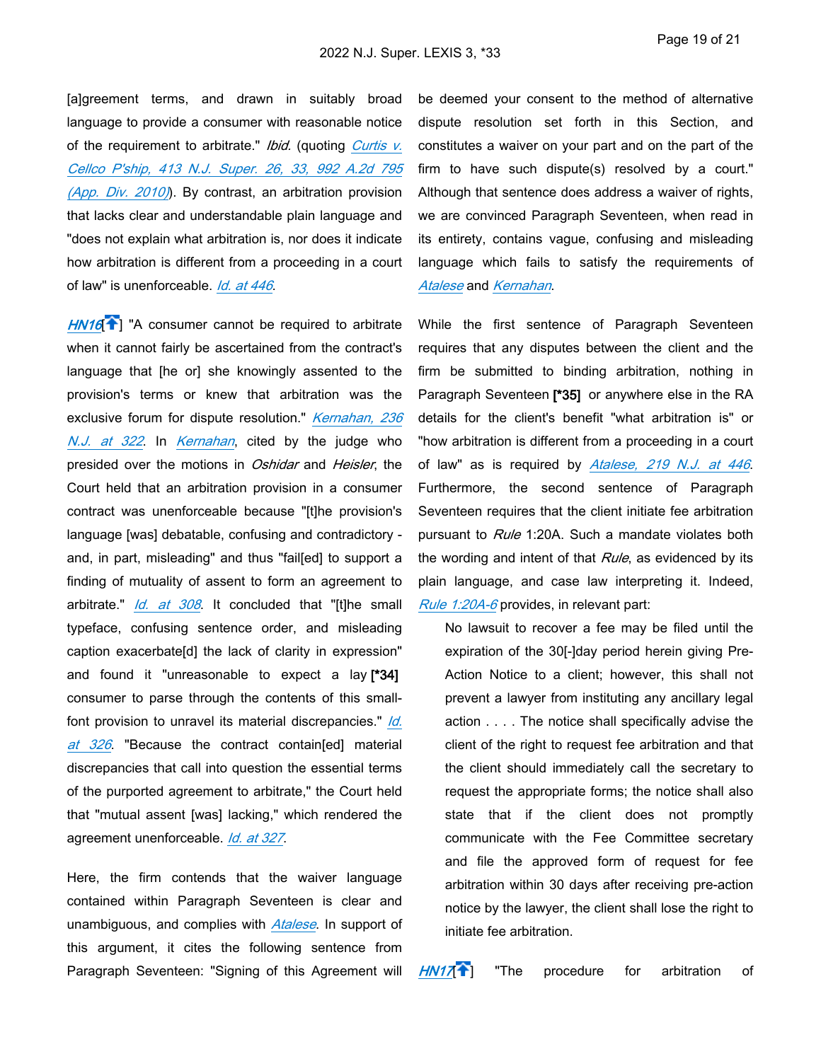[a]greement terms, and drawn in suitably broad language to provide a consumer with reasonable notice of the requirement to arbitrate." *Ibid.* (quoting *Curtis v. Cellco P'ship, 413 N.J. Super. 26, 33, 992 A.2d 795 (App. Div. 2010)*). By contrast, an arbitration provision that lacks clear and understandable plain language and "does not explain what arbitration is, nor does it indicate how arbitration is different from a proceeding in a court of law" is unenforceable. *Id. at 446*.

**HN16**[] "A consumer cannot be required to arbitrate when it cannot fairly be ascertained from the contract's language that [he or] she knowingly assented to the provision's terms or knew that arbitration was the exclusive forum for dispute resolution." *Kernahan, 236 N.J. at 322*. In *Kernahan*, cited by the judge who presided over the motions in *Oshidar* and *Heisler*, the Court held that an arbitration provision in a consumer contract was unenforceable because "[t]he provision's language [was] debatable, confusing and contradictory - and, in part, misleading" and thus "fail[ed] to support a finding of mutuality of assent to form an agreement to arbitrate." *Id. at 308*. It concluded that "[t]he small typeface, confusing sentence order, and misleading caption exacerbate[d] the lack of clarity in expression" and found it "unreasonable to expect a lay **[*34]** consumer to parse through the contents of this small-font provision to unravel its material discrepancies." *Id. at 326*. "Because the contract contain[ed] material discrepancies that call into question the essential terms of the purported agreement to arbitrate," the Court held that "mutual assent [was] lacking," which rendered the agreement unenforceable. *Id. at 327*.

Here, the firm contends that the waiver language contained within Paragraph Seventeen is clear and unambiguous, and complies with *Atalese*. In support of this argument, it cites the following sentence from Paragraph Seventeen: "Signing of this Agreement will be deemed your consent to the method of alternative dispute resolution set forth in this Section, and constitutes a waiver on your part and on the part of the firm to have such dispute(s) resolved by a court." Although that sentence does address a waiver of rights, we are convinced Paragraph Seventeen, when read in its entirety, contains vague, confusing and misleading language which fails to satisfy the requirements of *Atalese* and *Kernahan*.

While the first sentence of Paragraph Seventeen requires that any disputes between the client and the firm be submitted to binding arbitration, nothing in Paragraph Seventeen **[*35]** or anywhere else in the RA details for the client's benefit "what arbitration is" or "how arbitration is different from a proceeding in a court of law" as is required by *Atalese, 219 N.J. at 446*. Furthermore, the second sentence of Paragraph Seventeen requires that the client initiate fee arbitration pursuant to *Rule* 1:20A. Such a mandate violates both the wording and intent of that *Rule*, as evidenced by its plain language, and case law interpreting it. Indeed, *Rule 1:20A-6* provides, in relevant part:

> No lawsuit to recover a fee may be filed until the expiration of the 30[-]day period herein giving Pre-Action Notice to a client; however, this shall not prevent a lawyer from instituting any ancillary legal action . . . . The notice shall specifically advise the client of the right to request fee arbitration and that the client should immediately call the secretary to request the appropriate forms; the notice shall also state that if the client does not promptly communicate with the Fee Committee secretary and file the approved form of request for fee arbitration within 30 days after receiving pre-action notice by the lawyer, the client shall lose the right to initiate fee arbitration.

**HN17**[] "The procedure for arbitration of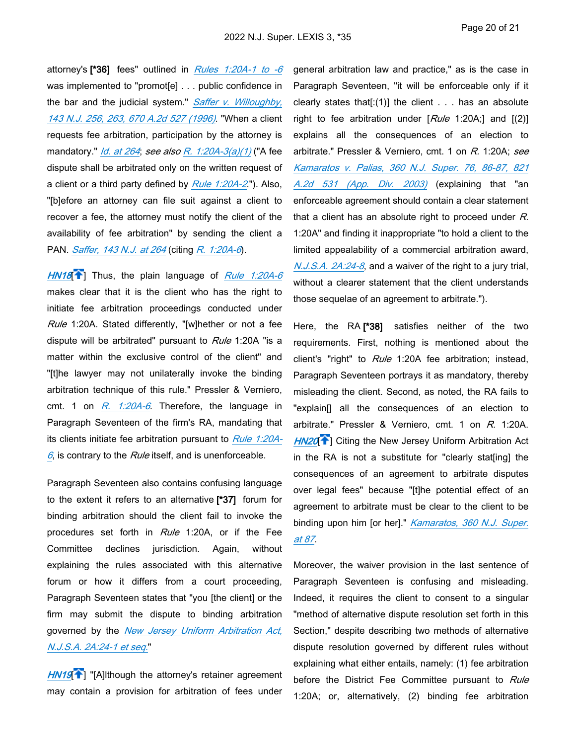attorney's **[*36]** fees" outlined in *Rules 1:20A-1 to -6* was implemented to "promot[e] . . . public confidence in the bar and the judicial system." *Saffer v. Willoughby, 143 N.J. 256, 263, 670 A.2d 527 (1996)*. "When a client requests fee arbitration, participation by the attorney is mandatory." *Id. at 264*; *see also R. 1:20A-3(a)(1)* ("A fee dispute shall be arbitrated only on the written request of a client or a third party defined by *Rule 1:20A-2*."). Also, "[b]efore an attorney can file suit against a client to recover a fee, the attorney must notify the client of the availability of fee arbitration" by sending the client a PAN. *Saffer, 143 N.J. at 264* (citing *R. 1:20A-6*).

*HN18*[] Thus, the plain language of *Rule 1:20A-6* makes clear that it is the client who has the right to initiate fee arbitration proceedings conducted under *Rule* 1:20A. Stated differently, "[w]hether or not a fee dispute will be arbitrated" pursuant to *Rule* 1:20A "is a matter within the exclusive control of the client" and "[t]he lawyer may not unilaterally invoke the binding arbitration technique of this rule." Pressler & Verniero, cmt. 1 on *R. 1:20A-6*. Therefore, the language in Paragraph Seventeen of the firm's RA, mandating that its clients initiate fee arbitration pursuant to *Rule 1:20A-6*, is contrary to the *Rule* itself, and is unenforceable.

Paragraph Seventeen also contains confusing language to the extent it refers to an alternative **[*37]** forum for binding arbitration should the client fail to invoke the procedures set forth in *Rule* 1:20A, or if the Fee Committee declines jurisdiction. Again, without explaining the rules associated with this alternative forum or how it differs from a court proceeding, Paragraph Seventeen states that "you [the client] or the firm may submit the dispute to binding arbitration governed by the *New Jersey Uniform Arbitration Act, N.J.S.A. 2A:24-1 et seq.*"

*HN19*[] "[A]lthough the attorney's retainer agreement may contain a provision for arbitration of fees under general arbitration law and practice," as is the case in Paragraph Seventeen, "it will be enforceable only if it clearly states that[:(1)] the client . . . has an absolute right to fee arbitration under [*Rule* 1:20A;] and [(2)] explains all the consequences of an election to arbitrate." Pressler & Verniero, cmt. 1 on *R.* 1:20A; *see Kamaratos v. Palias, 360 N.J. Super. 76, 86-87, 821 A.2d 531 (App. Div. 2003)* (explaining that "an enforceable agreement should contain a clear statement that a client has an absolute right to proceed under *R.* 1:20A" and finding it inappropriate "to hold a client to the limited appealability of a commercial arbitration award, *N.J.S.A. 2A:24-8*, and a waiver of the right to a jury trial, without a clearer statement that the client understands those sequelae of an agreement to arbitrate.").

Here, the RA **[*38]** satisfies neither of the two requirements. First, nothing is mentioned about the client's "right" to *Rule* 1:20A fee arbitration; instead, Paragraph Seventeen portrays it as mandatory, thereby misleading the client. Second, as noted, the RA fails to "explain[] all the consequences of an election to arbitrate." Pressler & Verniero, cmt. 1 on *R.* 1:20A. *HN20*[] Citing the New Jersey Uniform Arbitration Act in the RA is not a substitute for "clearly stat[ing] the consequences of an agreement to arbitrate disputes over legal fees" because "[t]he potential effect of an agreement to arbitrate must be clear to the client to be binding upon him [or her]." *Kamaratos, 360 N.J. Super. at 87*.

Moreover, the waiver provision in the last sentence of Paragraph Seventeen is confusing and misleading. Indeed, it requires the client to consent to a singular "method of alternative dispute resolution set forth in this Section," despite describing two methods of alternative dispute resolution governed by different rules without explaining what either entails, namely: (1) fee arbitration before the District Fee Committee pursuant to *Rule* 1:20A; or, alternatively, (2) binding fee arbitration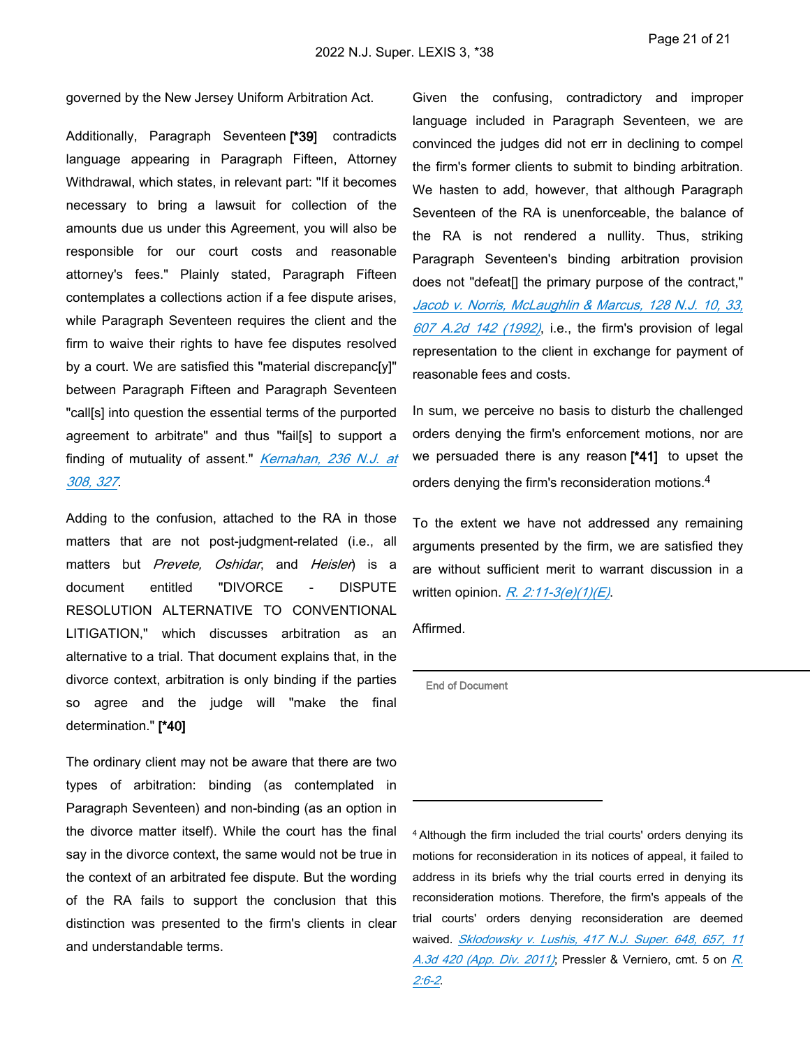governed by the New Jersey Uniform Arbitration Act.

Additionally, Paragraph Seventeen **[*39]** contradicts language appearing in Paragraph Fifteen, Attorney Withdrawal, which states, in relevant part: "If it becomes necessary to bring a lawsuit for collection of the amounts due us under this Agreement, you will also be responsible for our court costs and reasonable attorney's fees." Plainly stated, Paragraph Fifteen contemplates a collections action if a fee dispute arises, while Paragraph Seventeen requires the client and the firm to waive their rights to have fee disputes resolved by a court. We are satisfied this "material discrepanc[y]" between Paragraph Fifteen and Paragraph Seventeen "call[s] into question the essential terms of the purported agreement to arbitrate" and thus "fail[s] to support a finding of mutuality of assent." *Kernahan, 236 N.J. at 308, 327*.

Adding to the confusion, attached to the RA in those matters that are not post-judgment-related (i.e., all matters but *Prevete, Oshidar*, and *Heisler*) is a document entitled "DIVORCE - DISPUTE RESOLUTION ALTERNATIVE TO CONVENTIONAL LITIGATION," which discusses arbitration as an alternative to a trial. That document explains that, in the divorce context, arbitration is only binding if the parties so agree and the judge will "make the final determination." **[*40]**

The ordinary client may not be aware that there are two types of arbitration: binding (as contemplated in Paragraph Seventeen) and non-binding (as an option in the divorce matter itself). While the court has the final say in the divorce context, the same would not be true in the context of an arbitrated fee dispute. But the wording of the RA fails to support the conclusion that this distinction was presented to the firm's clients in clear and understandable terms.

Given the confusing, contradictory and improper language included in Paragraph Seventeen, we are convinced the judges did not err in declining to compel the firm's former clients to submit to binding arbitration. We hasten to add, however, that although Paragraph Seventeen of the RA is unenforceable, the balance of the RA is not rendered a nullity. Thus, striking Paragraph Seventeen's binding arbitration provision does not "defeat[] the primary purpose of the contract," *Jacob v. Norris, McLaughlin & Marcus, 128 N.J. 10, 33, 607 A.2d 142 (1992)*, i.e., the firm's provision of legal representation to the client in exchange for payment of reasonable fees and costs.

In sum, we perceive no basis to disturb the challenged orders denying the firm's enforcement motions, nor are we persuaded there is any reason **[*41]** to upset the orders denying the firm's reconsideration motions.[4]

To the extent we have not addressed any remaining arguments presented by the firm, we are satisfied they are without sufficient merit to warrant discussion in a written opinion. *R. 2:11-3(e)(1)(E)*.

Affirmed.

End of Document

---

[4] Although the firm included the trial courts' orders denying its motions for reconsideration in its notices of appeal, it failed to address in its briefs why the trial courts erred in denying its reconsideration motions. Therefore, the firm's appeals of the trial courts' orders denying reconsideration are deemed waived. *Sklodowsky v. Lushis, 417 N.J. Super. 648, 657, 11 A.3d 420 (App. Div. 2011)*; Pressler & Verniero, cmt. 5 on *R. 2:6-2*.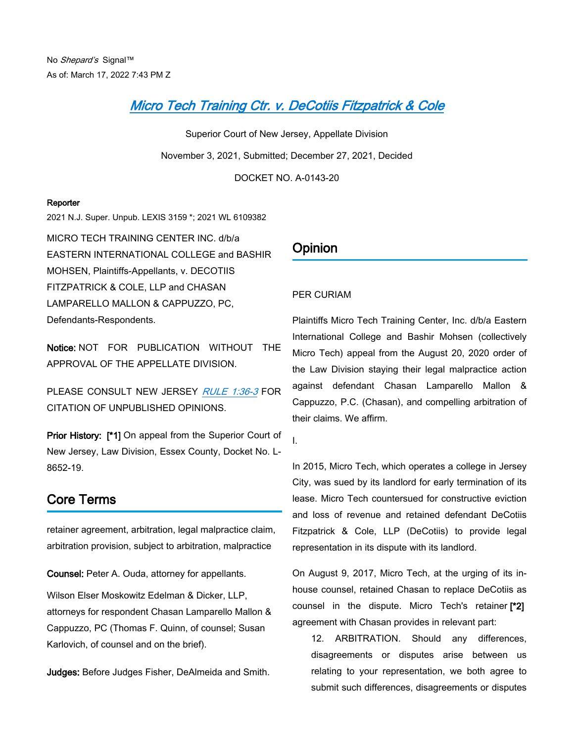No *Shepard's* Signal™
As of: March 17, 2022 7:43 PM Z

# Micro Tech Training Ctr. v. DeCotiis Fitzpatrick & Cole

Superior Court of New Jersey, Appellate Division

November 3, 2021, Submitted; December 27, 2021, Decided

DOCKET NO. A-0143-20

**Reporter**

2021 N.J. Super. Unpub. LEXIS 3159 *; 2021 WL 6109382

MICRO TECH TRAINING CENTER INC. d/b/a EASTERN INTERNATIONAL COLLEGE and BASHIR MOHSEN, Plaintiffs-Appellants, v. DECOTIIS FITZPATRICK & COLE, LLP and CHASAN LAMPARELLO MALLON & CAPPUZZO, PC, Defendants-Respondents.

**Notice:** NOT FOR PUBLICATION WITHOUT THE APPROVAL OF THE APPELLATE DIVISION.

PLEASE CONSULT NEW JERSEY *RULE 1:36-3* FOR CITATION OF UNPUBLISHED OPINIONS.

**Prior History:** **[*1]** On appeal from the Superior Court of New Jersey, Law Division, Essex County, Docket No. L-8652-19.

## Core Terms

retainer agreement, arbitration, legal malpractice claim, arbitration provision, subject to arbitration, malpractice

**Counsel:** Peter A. Ouda, attorney for appellants.

Wilson Elser Moskowitz Edelman & Dicker, LLP, attorneys for respondent Chasan Lamparello Mallon & Cappuzzo, PC (Thomas F. Quinn, of counsel; Susan Karlovich, of counsel and on the brief).

**Judges:** Before Judges Fisher, DeAlmeida and Smith.

## Opinion

PER CURIAM

Plaintiffs Micro Tech Training Center, Inc. d/b/a Eastern International College and Bashir Mohsen (collectively Micro Tech) appeal from the August 20, 2020 order of the Law Division staying their legal malpractice action against defendant Chasan Lamparello Mallon & Cappuzzo, P.C. (Chasan), and compelling arbitration of their claims. We affirm.

I.

In 2015, Micro Tech, which operates a college in Jersey City, was sued by its landlord for early termination of its lease. Micro Tech countersued for constructive eviction and loss of revenue and retained defendant DeCotiis Fitzpatrick & Cole, LLP (DeCotiis) to provide legal representation in its dispute with its landlord.

On August 9, 2017, Micro Tech, at the urging of its in-house counsel, retained Chasan to replace DeCotiis as counsel in the dispute. Micro Tech's retainer **[*2]** agreement with Chasan provides in relevant part:

> 12. ARBITRATION. Should any differences, disagreements or disputes arise between us relating to your representation, we both agree to submit such differences, disagreements or disputes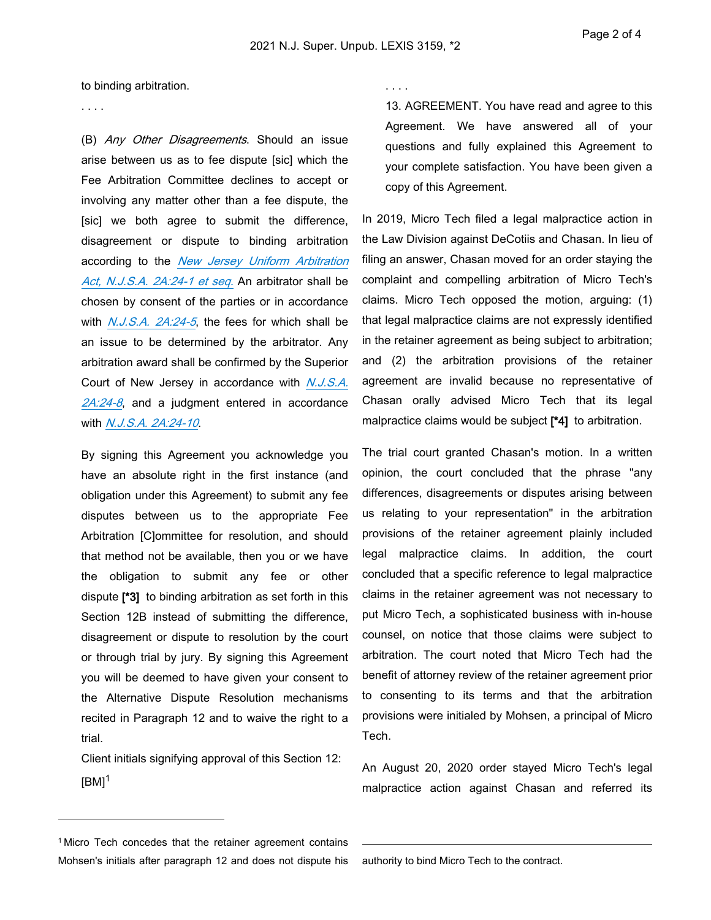to binding arbitration.

. . . .

(B) *Any Other Disagreements*. Should an issue arise between us as to fee dispute [sic] which the Fee Arbitration Committee declines to accept or involving any matter other than a fee dispute, the [sic] we both agree to submit the difference, disagreement or dispute to binding arbitration according to the *New Jersey Uniform Arbitration Act, N.J.S.A. 2A:24-1 et seq.* An arbitrator shall be chosen by consent of the parties or in accordance with *N.J.S.A. 2A:24-5*, the fees for which shall be an issue to be determined by the arbitrator. Any arbitration award shall be confirmed by the Superior Court of New Jersey in accordance with *N.J.S.A. 2A:24-8*, and a judgment entered in accordance with *N.J.S.A. 2A:24-10*.

By signing this Agreement you acknowledge you have an absolute right in the first instance (and obligation under this Agreement) to submit any fee disputes between us to the appropriate Fee Arbitration [C]ommittee for resolution, and should that method not be available, then you or we have the obligation to submit any fee or other dispute **[*3]** to binding arbitration as set forth in this Section 12B instead of submitting the difference, disagreement or dispute to resolution by the court or through trial by jury. By signing this Agreement you will be deemed to have given your consent to the Alternative Dispute Resolution mechanisms recited in Paragraph 12 and to waive the right to a trial.

Client initials signifying approval of this Section 12: [BM][1]

. . . .

13. AGREEMENT. You have read and agree to this Agreement. We have answered all of your questions and fully explained this Agreement to your complete satisfaction. You have been given a copy of this Agreement.

In 2019, Micro Tech filed a legal malpractice action in the Law Division against DeCotiis and Chasan. In lieu of filing an answer, Chasan moved for an order staying the complaint and compelling arbitration of Micro Tech's claims. Micro Tech opposed the motion, arguing: (1) that legal malpractice claims are not expressly identified in the retainer agreement as being subject to arbitration; and (2) the arbitration provisions of the retainer agreement are invalid because no representative of Chasan orally advised Micro Tech that its legal malpractice claims would be subject **[*4]** to arbitration.

The trial court granted Chasan's motion. In a written opinion, the court concluded that the phrase "any differences, disagreements or disputes arising between us relating to your representation" in the arbitration provisions of the retainer agreement plainly included legal malpractice claims. In addition, the court concluded that a specific reference to legal malpractice claims in the retainer agreement was not necessary to put Micro Tech, a sophisticated business with in-house counsel, on notice that those claims were subject to arbitration. The court noted that Micro Tech had the benefit of attorney review of the retainer agreement prior to consenting to its terms and that the arbitration provisions were initialed by Mohsen, a principal of Micro Tech.

An August 20, 2020 order stayed Micro Tech's legal malpractice action against Chasan and referred its

---

[1] Micro Tech concedes that the retainer agreement contains Mohsen's initials after paragraph 12 and does not dispute his authority to bind Micro Tech to the contract.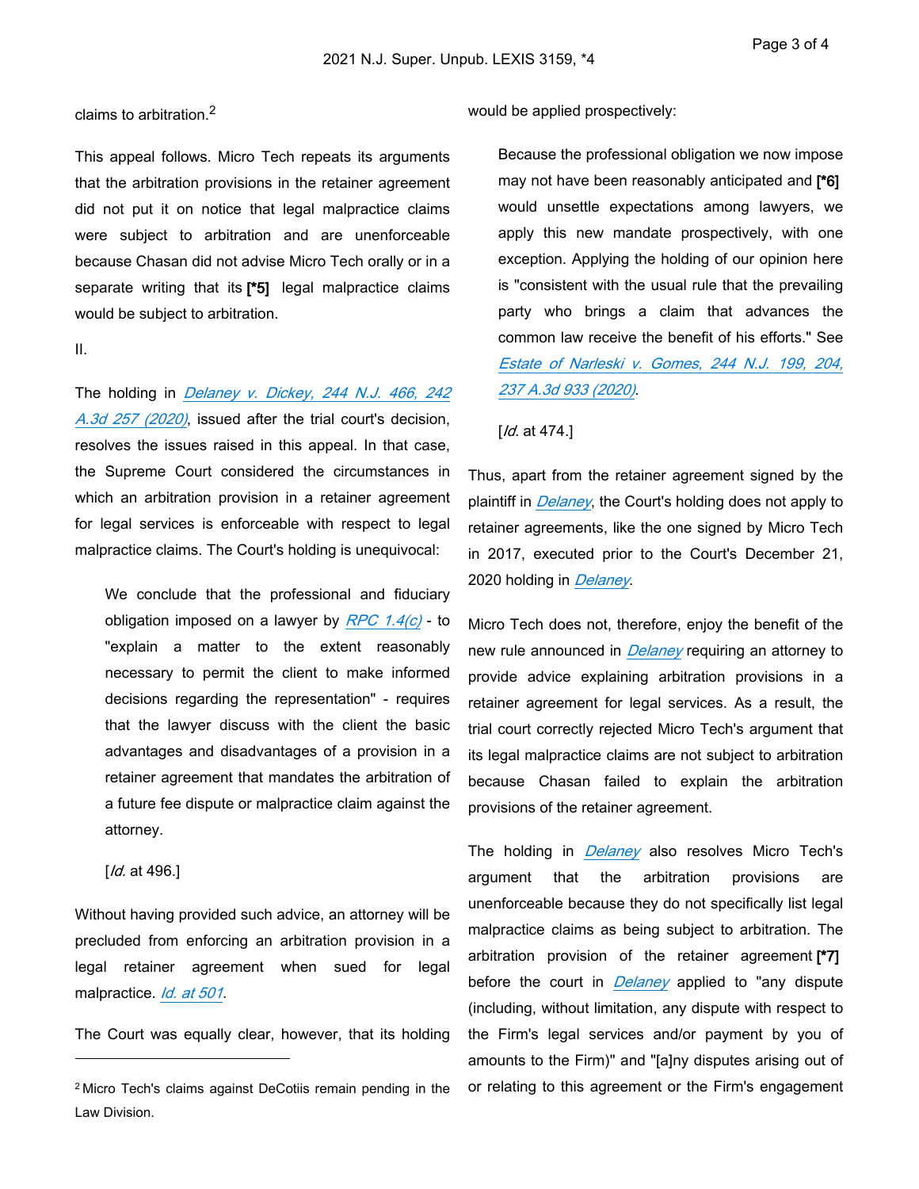claims to arbitration.[2]

This appeal follows. Micro Tech repeats its arguments that the arbitration provisions in the retainer agreement did not put it on notice that legal malpractice claims were subject to arbitration and are unenforceable because Chasan did not advise Micro Tech orally or in a separate writing that its **[*5]** legal malpractice claims would be subject to arbitration.

II.

The holding in *Delaney v. Dickey, 244 N.J. 466, 242 A.3d 257 (2020)*, issued after the trial court's decision, resolves the issues raised in this appeal. In that case, the Supreme Court considered the circumstances in which an arbitration provision in a retainer agreement for legal services is enforceable with respect to legal malpractice claims. The Court's holding is unequivocal:

> We conclude that the professional and fiduciary obligation imposed on a lawyer by *RPC 1.4(c)* - to "explain a matter to the extent reasonably necessary to permit the client to make informed decisions regarding the representation" - requires that the lawyer discuss with the client the basic advantages and disadvantages of a provision in a retainer agreement that mandates the arbitration of a future fee dispute or malpractice claim against the attorney.
>
> [*Id.* at 496.]

Without having provided such advice, an attorney will be precluded from enforcing an arbitration provision in a legal retainer agreement when sued for legal malpractice. *Id. at 501*.

The Court was equally clear, however, that its holding would be applied prospectively:

> Because the professional obligation we now impose may not have been reasonably anticipated and **[*6]** would unsettle expectations among lawyers, we apply this new mandate prospectively, with one exception. Applying the holding of our opinion here is "consistent with the usual rule that the prevailing party who brings a claim that advances the common law receive the benefit of his efforts." See *Estate of Narleski v. Gomes, 244 N.J. 199, 204, 237 A.3d 933 (2020)*.
>
> [*Id.* at 474.]

Thus, apart from the retainer agreement signed by the plaintiff in *Delaney*, the Court's holding does not apply to retainer agreements, like the one signed by Micro Tech in 2017, executed prior to the Court's December 21, 2020 holding in *Delaney*.

Micro Tech does not, therefore, enjoy the benefit of the new rule announced in *Delaney* requiring an attorney to provide advice explaining arbitration provisions in a retainer agreement for legal services. As a result, the trial court correctly rejected Micro Tech's argument that its legal malpractice claims are not subject to arbitration because Chasan failed to explain the arbitration provisions of the retainer agreement.

The holding in *Delaney* also resolves Micro Tech's argument that the arbitration provisions are unenforceable because they do not specifically list legal malpractice claims as being subject to arbitration. The arbitration provision of the retainer agreement **[*7]** before the court in *Delaney* applied to "any dispute (including, without limitation, any dispute with respect to the Firm's legal services and/or payment by you of amounts to the Firm)" and "[a]ny disputes arising out of or relating to this agreement or the Firm's engagement

[2] Micro Tech's claims against DeCotiis remain pending in the Law Division.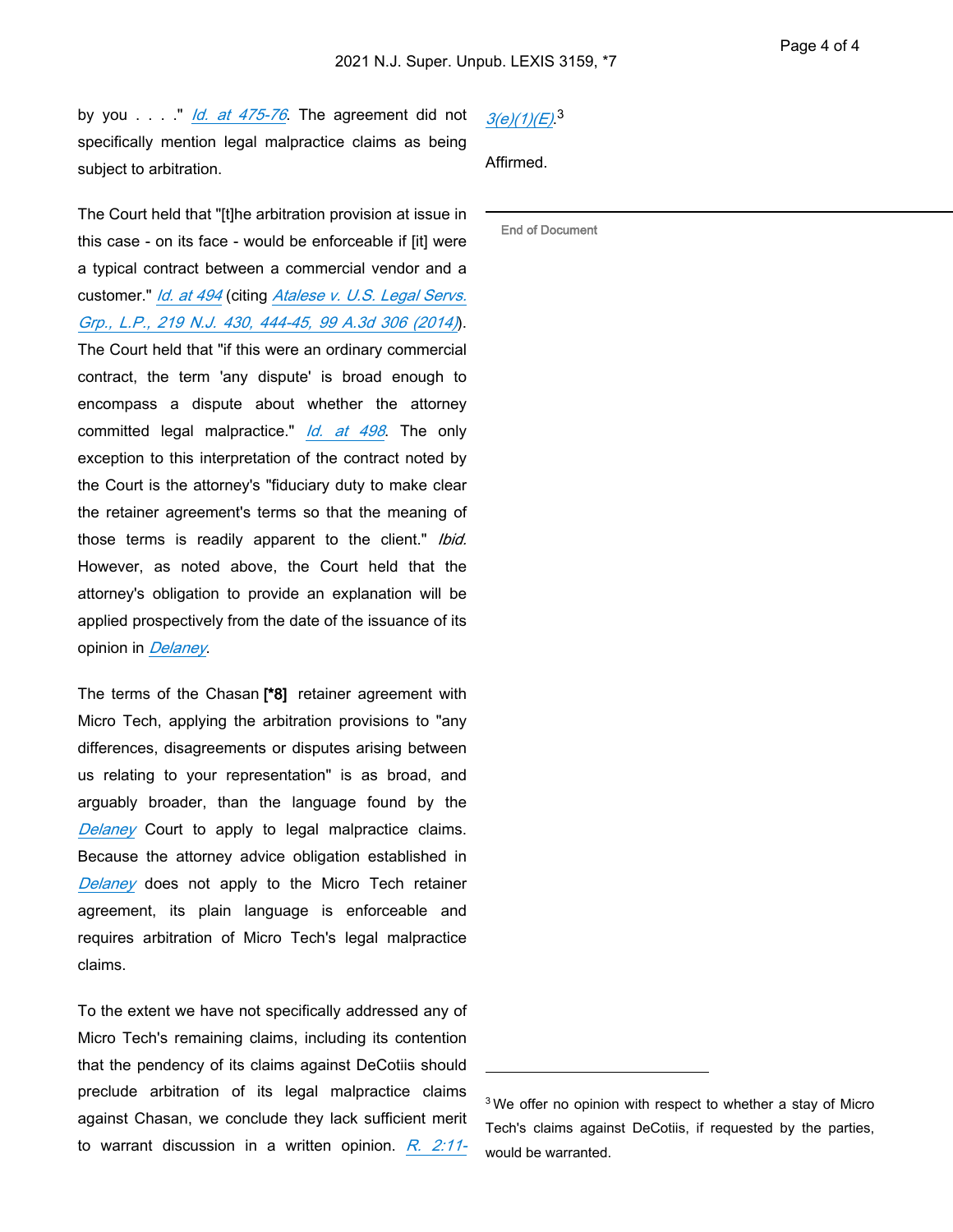by you . . . ." *Id. at 475-76*. The agreement did not specifically mention legal malpractice claims as being subject to arbitration.

The Court held that "[t]he arbitration provision at issue in this case - on its face - would be enforceable if [it] were a typical contract between a commercial vendor and a customer." *Id. at 494* (citing *Atalese v. U.S. Legal Servs. Grp., L.P., 219 N.J. 430, 444-45, 99 A.3d 306 (2014)*). The Court held that "if this were an ordinary commercial contract, the term 'any dispute' is broad enough to encompass a dispute about whether the attorney committed legal malpractice." *Id. at 498*. The only exception to this interpretation of the contract noted by the Court is the attorney's "fiduciary duty to make clear the retainer agreement's terms so that the meaning of those terms is readily apparent to the client." *Ibid.* However, as noted above, the Court held that the attorney's obligation to provide an explanation will be applied prospectively from the date of the issuance of its opinion in *Delaney*.

The terms of the Chasan **[\*8]** retainer agreement with Micro Tech, applying the arbitration provisions to "any differences, disagreements or disputes arising between us relating to your representation" is as broad, and arguably broader, than the language found by the *Delaney* Court to apply to legal malpractice claims. Because the attorney advice obligation established in *Delaney* does not apply to the Micro Tech retainer agreement, its plain language is enforceable and requires arbitration of Micro Tech's legal malpractice claims.

To the extent we have not specifically addressed any of Micro Tech's remaining claims, including its contention that the pendency of its claims against DeCotiis should preclude arbitration of its legal malpractice claims against Chasan, we conclude they lack sufficient merit to warrant discussion in a written opinion. *R. 2:11-3(e)(1)(E)*.[3]

Affirmed.

End of Document

[3] We offer no opinion with respect to whether a stay of Micro Tech's claims against DeCotiis, if requested by the parties, would be warranted.